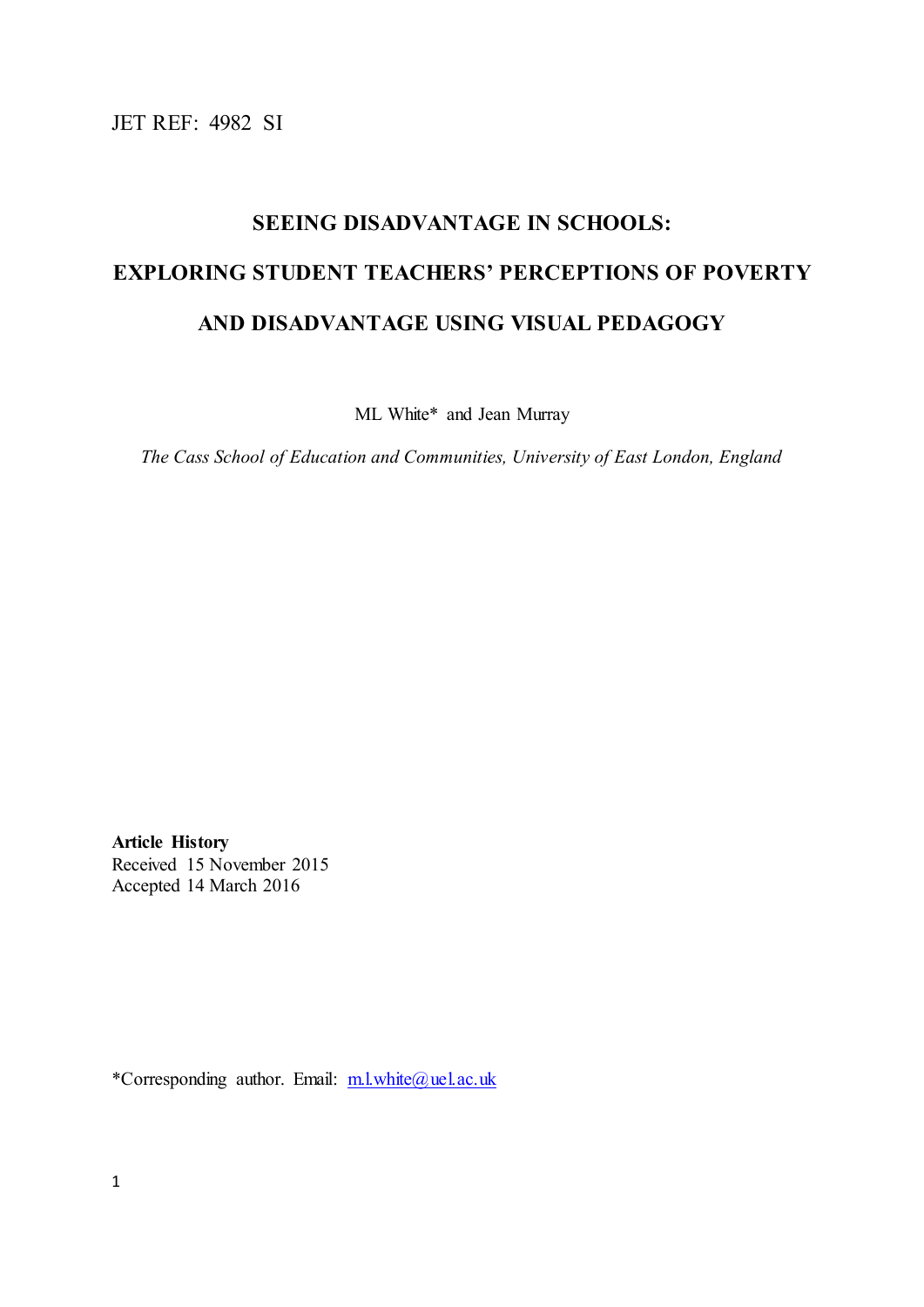JET REF: 4982 SI

# SEEING DISADVANTAGE IN SCHOOLS: EXPLORING STUDENT TEACHERS' PERCEPTIONS OF POVERTY AND DISADVANTAGE USING VISUAL PEDAGOGY

ML White* and Jean Murray

*The Cass School of Education and Communities, University of East London, England*

**Article History**
Received 15 November 2015
Accepted 14 March 2016

*Corresponding author. Email: m.l.white@uel.ac.uk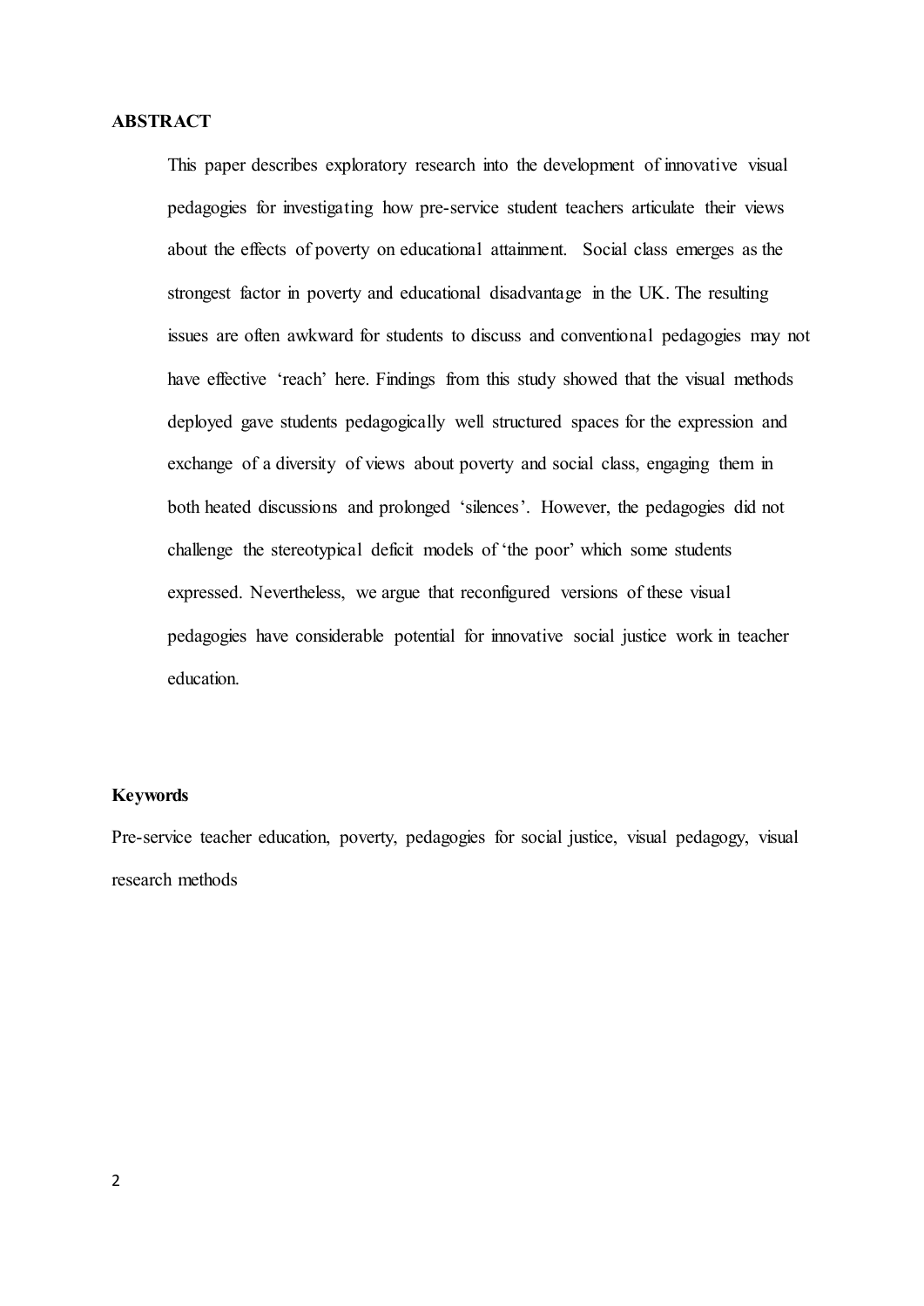**ABSTRACT**

This paper describes exploratory research into the development of innovative visual pedagogies for investigating how pre-service student teachers articulate their views about the effects of poverty on educational attainment. Social class emerges as the strongest factor in poverty and educational disadvantage in the UK. The resulting issues are often awkward for students to discuss and conventional pedagogies may not have effective 'reach' here. Findings from this study showed that the visual methods deployed gave students pedagogically well structured spaces for the expression and exchange of a diversity of views about poverty and social class, engaging them in both heated discussions and prolonged 'silences'. However, the pedagogies did not challenge the stereotypical deficit models of 'the poor' which some students expressed. Nevertheless, we argue that reconfigured versions of these visual pedagogies have considerable potential for innovative social justice work in teacher education.

**Keywords**

Pre-service teacher education, poverty, pedagogies for social justice, visual pedagogy, visual research methods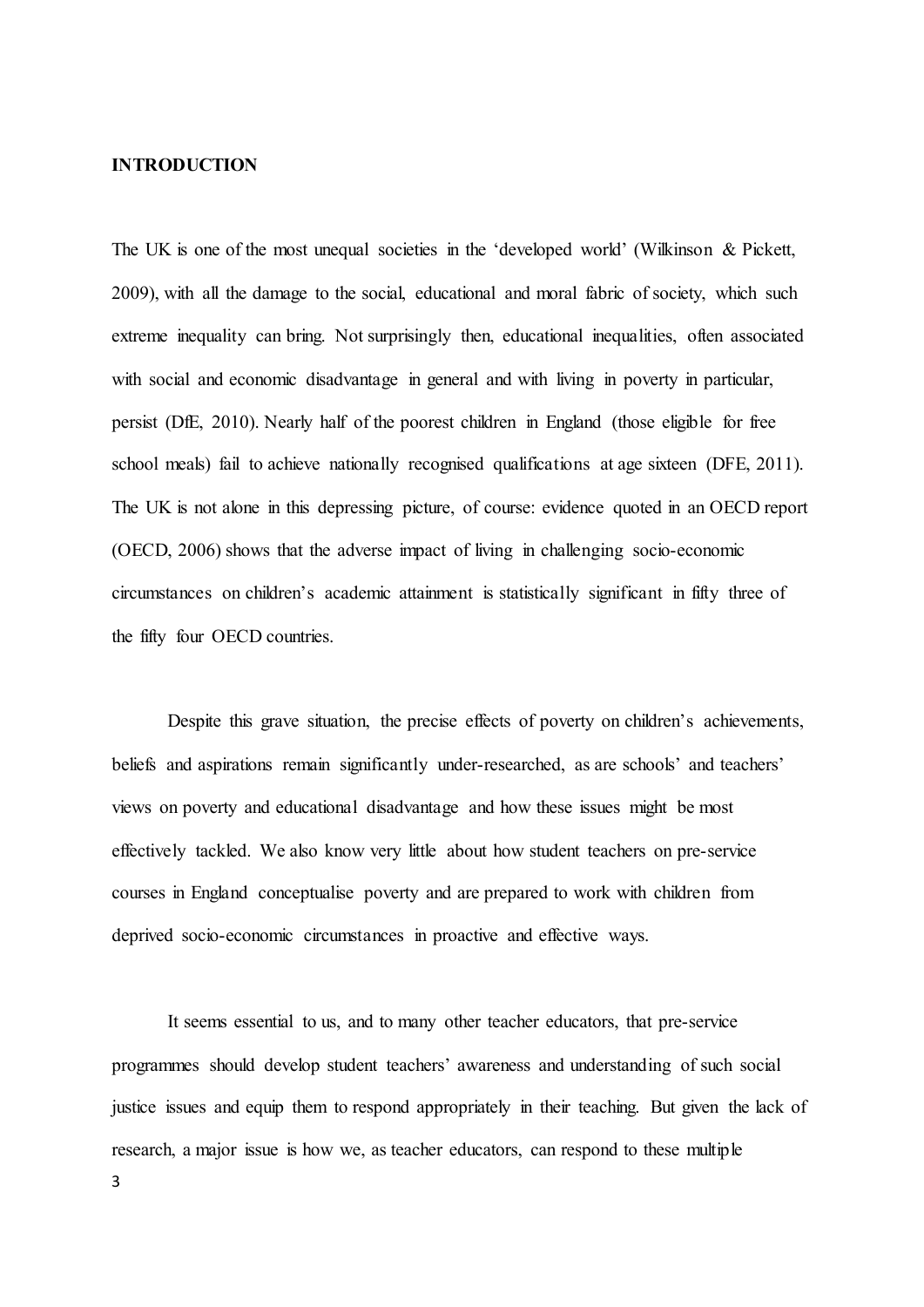**INTRODUCTION**

The UK is one of the most unequal societies in the 'developed world' (Wilkinson & Pickett, 2009), with all the damage to the social, educational and moral fabric of society, which such extreme inequality can bring. Not surprisingly then, educational inequalities, often associated with social and economic disadvantage in general and with living in poverty in particular, persist (DfE, 2010). Nearly half of the poorest children in England (those eligible for free school meals) fail to achieve nationally recognised qualifications at age sixteen (DFE, 2011). The UK is not alone in this depressing picture, of course: evidence quoted in an OECD report (OECD, 2006) shows that the adverse impact of living in challenging socio-economic circumstances on children's academic attainment is statistically significant in fifty three of the fifty four OECD countries.

Despite this grave situation, the precise effects of poverty on children's achievements, beliefs and aspirations remain significantly under-researched, as are schools' and teachers' views on poverty and educational disadvantage and how these issues might be most effectively tackled. We also know very little about how student teachers on pre-service courses in England conceptualise poverty and are prepared to work with children from deprived socio-economic circumstances in proactive and effective ways.

It seems essential to us, and to many other teacher educators, that pre-service programmes should develop student teachers' awareness and understanding of such social justice issues and equip them to respond appropriately in their teaching. But given the lack of research, a major issue is how we, as teacher educators, can respond to these multiple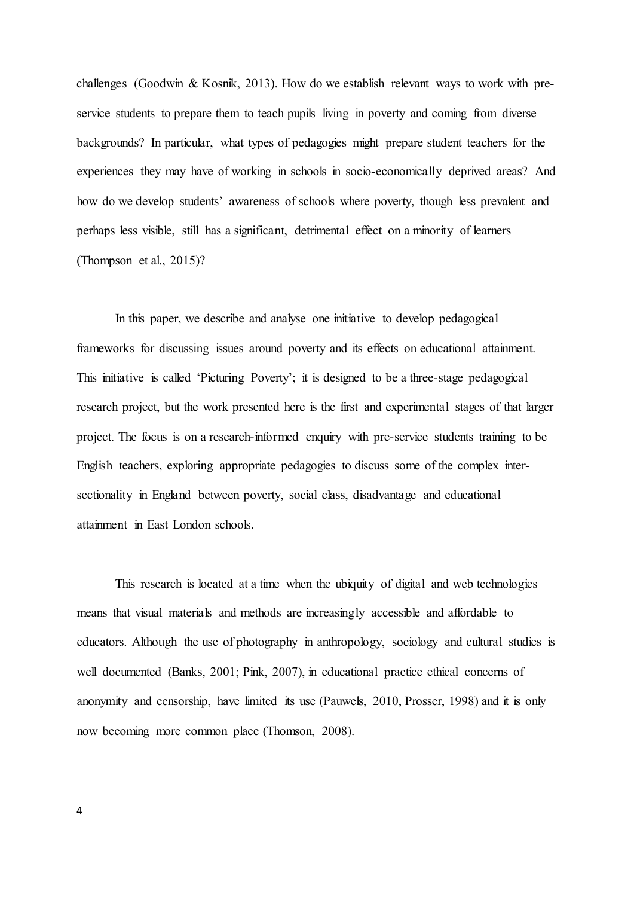challenges (Goodwin & Kosnik, 2013). How do we establish relevant ways to work with pre-service students to prepare them to teach pupils living in poverty and coming from diverse backgrounds? In particular, what types of pedagogies might prepare student teachers for the experiences they may have of working in schools in socio-economically deprived areas? And how do we develop students' awareness of schools where poverty, though less prevalent and perhaps less visible, still has a significant, detrimental effect on a minority of learners (Thompson et al., 2015)?

In this paper, we describe and analyse one initiative to develop pedagogical frameworks for discussing issues around poverty and its effects on educational attainment. This initiative is called 'Picturing Poverty'; it is designed to be a three-stage pedagogical research project, but the work presented here is the first and experimental stages of that larger project. The focus is on a research-informed enquiry with pre-service students training to be English teachers, exploring appropriate pedagogies to discuss some of the complex inter-sectionality in England between poverty, social class, disadvantage and educational attainment in East London schools.

This research is located at a time when the ubiquity of digital and web technologies means that visual materials and methods are increasingly accessible and affordable to educators. Although the use of photography in anthropology, sociology and cultural studies is well documented (Banks, 2001; Pink, 2007), in educational practice ethical concerns of anonymity and censorship, have limited its use (Pauwels, 2010, Prosser, 1998) and it is only now becoming more common place (Thomson, 2008).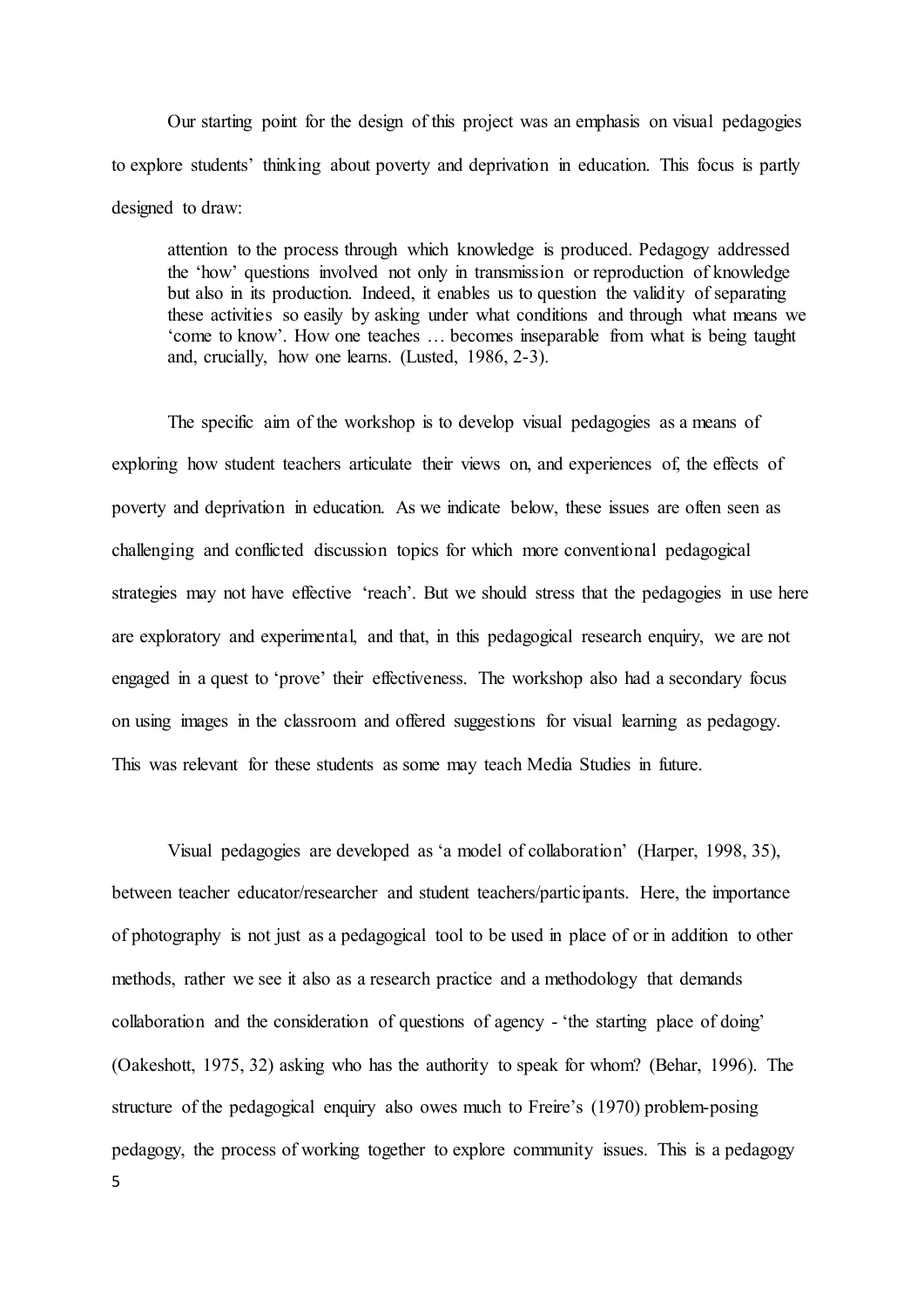Our starting point for the design of this project was an emphasis on visual pedagogies to explore students' thinking about poverty and deprivation in education. This focus is partly designed to draw:

> attention to the process through which knowledge is produced. Pedagogy addressed the 'how' questions involved not only in transmission or reproduction of knowledge but also in its production. Indeed, it enables us to question the validity of separating these activities so easily by asking under what conditions and through what means we 'come to know'. How one teaches … becomes inseparable from what is being taught and, crucially, how one learns. (Lusted, 1986, 2-3).

The specific aim of the workshop is to develop visual pedagogies as a means of exploring how student teachers articulate their views on, and experiences of, the effects of poverty and deprivation in education. As we indicate below, these issues are often seen as challenging and conflicted discussion topics for which more conventional pedagogical strategies may not have effective 'reach'. But we should stress that the pedagogies in use here are exploratory and experimental, and that, in this pedagogical research enquiry, we are not engaged in a quest to 'prove' their effectiveness. The workshop also had a secondary focus on using images in the classroom and offered suggestions for visual learning as pedagogy. This was relevant for these students as some may teach Media Studies in future.

Visual pedagogies are developed as 'a model of collaboration' (Harper, 1998, 35), between teacher educator/researcher and student teachers/participants. Here, the importance of photography is not just as a pedagogical tool to be used in place of or in addition to other methods, rather we see it also as a research practice and a methodology that demands collaboration and the consideration of questions of agency - 'the starting place of doing' (Oakeshott, 1975, 32) asking who has the authority to speak for whom? (Behar, 1996). The structure of the pedagogical enquiry also owes much to Freire's (1970) problem-posing pedagogy, the process of working together to explore community issues. This is a pedagogy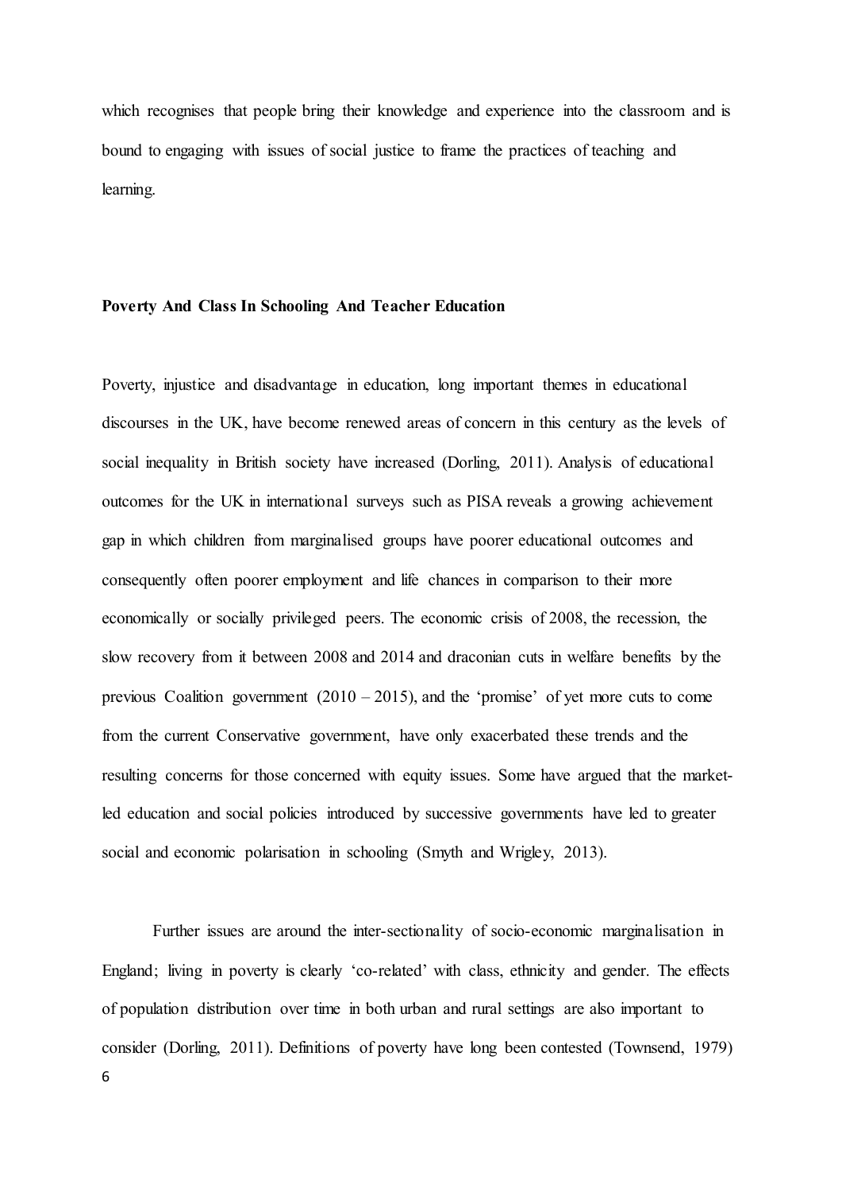which recognises that people bring their knowledge and experience into the classroom and is bound to engaging with issues of social justice to frame the practices of teaching and learning.

**Poverty And Class In Schooling And Teacher Education**

Poverty, injustice and disadvantage in education, long important themes in educational discourses in the UK, have become renewed areas of concern in this century as the levels of social inequality in British society have increased (Dorling, 2011). Analysis of educational outcomes for the UK in international surveys such as PISA reveals a growing achievement gap in which children from marginalised groups have poorer educational outcomes and consequently often poorer employment and life chances in comparison to their more economically or socially privileged peers. The economic crisis of 2008, the recession, the slow recovery from it between 2008 and 2014 and draconian cuts in welfare benefits by the previous Coalition government (2010 – 2015), and the 'promise' of yet more cuts to come from the current Conservative government, have only exacerbated these trends and the resulting concerns for those concerned with equity issues. Some have argued that the market-led education and social policies introduced by successive governments have led to greater social and economic polarisation in schooling (Smyth and Wrigley, 2013).

Further issues are around the inter-sectionality of socio-economic marginalisation in England; living in poverty is clearly 'co-related' with class, ethnicity and gender. The effects of population distribution over time in both urban and rural settings are also important to consider (Dorling, 2011). Definitions of poverty have long been contested (Townsend, 1979)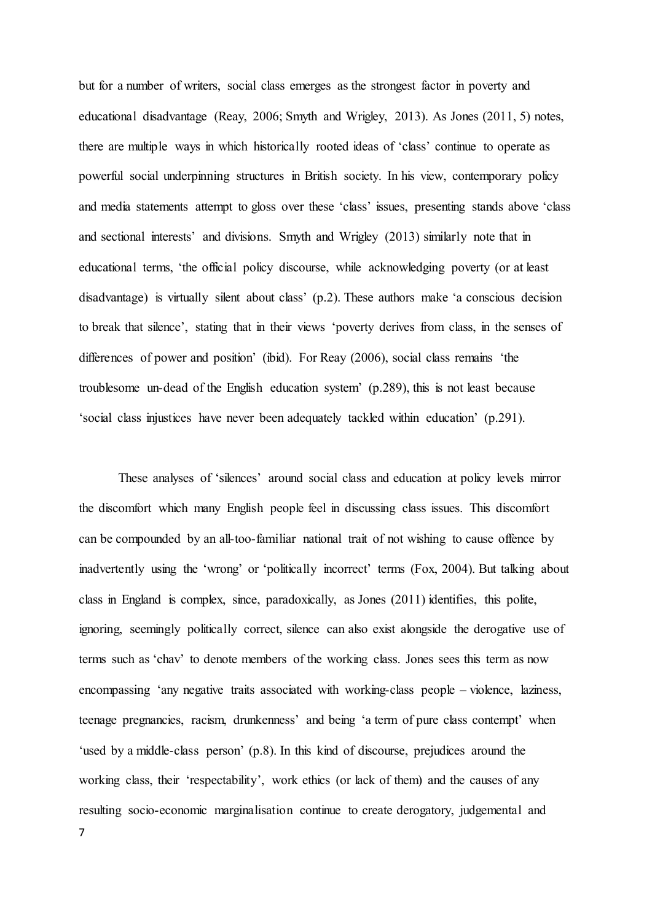but for a number of writers, social class emerges as the strongest factor in poverty and educational disadvantage (Reay, 2006; Smyth and Wrigley, 2013). As Jones (2011, 5) notes, there are multiple ways in which historically rooted ideas of 'class' continue to operate as powerful social underpinning structures in British society. In his view, contemporary policy and media statements attempt to gloss over these 'class' issues, presenting stands above 'class and sectional interests' and divisions. Smyth and Wrigley (2013) similarly note that in educational terms, 'the official policy discourse, while acknowledging poverty (or at least disadvantage) is virtually silent about class' (p.2). These authors make 'a conscious decision to break that silence', stating that in their views 'poverty derives from class, in the senses of differences of power and position' (ibid). For Reay (2006), social class remains 'the troublesome un-dead of the English education system' (p.289), this is not least because 'social class injustices have never been adequately tackled within education' (p.291).

These analyses of 'silences' around social class and education at policy levels mirror the discomfort which many English people feel in discussing class issues. This discomfort can be compounded by an all-too-familiar national trait of not wishing to cause offence by inadvertently using the 'wrong' or 'politically incorrect' terms (Fox, 2004). But talking about class in England is complex, since, paradoxically, as Jones (2011) identifies, this polite, ignoring, seemingly politically correct, silence can also exist alongside the derogative use of terms such as 'chav' to denote members of the working class. Jones sees this term as now encompassing 'any negative traits associated with working-class people – violence, laziness, teenage pregnancies, racism, drunkenness' and being 'a term of pure class contempt' when 'used by a middle-class person' (p.8). In this kind of discourse, prejudices around the working class, their 'respectability', work ethics (or lack of them) and the causes of any resulting socio-economic marginalisation continue to create derogatory, judgemental and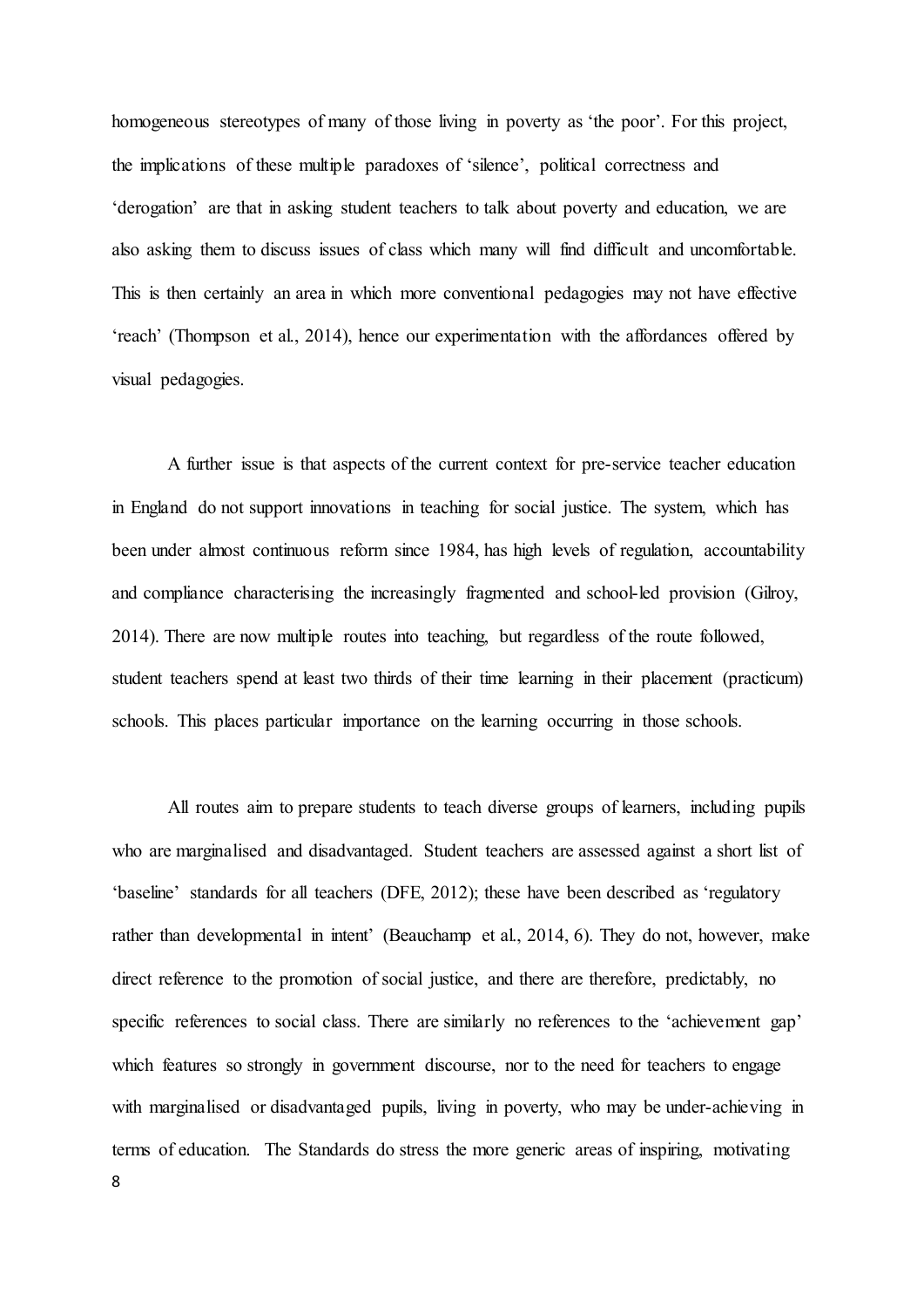homogeneous stereotypes of many of those living in poverty as 'the poor'. For this project, the implications of these multiple paradoxes of 'silence', political correctness and 'derogation' are that in asking student teachers to talk about poverty and education, we are also asking them to discuss issues of class which many will find difficult and uncomfortable. This is then certainly an area in which more conventional pedagogies may not have effective 'reach' (Thompson et al., 2014), hence our experimentation with the affordances offered by visual pedagogies.

A further issue is that aspects of the current context for pre-service teacher education in England do not support innovations in teaching for social justice. The system, which has been under almost continuous reform since 1984, has high levels of regulation, accountability and compliance characterising the increasingly fragmented and school-led provision (Gilroy, 2014). There are now multiple routes into teaching, but regardless of the route followed, student teachers spend at least two thirds of their time learning in their placement (practicum) schools. This places particular importance on the learning occurring in those schools.

All routes aim to prepare students to teach diverse groups of learners, including pupils who are marginalised and disadvantaged. Student teachers are assessed against a short list of 'baseline' standards for all teachers (DFE, 2012); these have been described as 'regulatory rather than developmental in intent' (Beauchamp et al., 2014, 6). They do not, however, make direct reference to the promotion of social justice, and there are therefore, predictably, no specific references to social class. There are similarly no references to the 'achievement gap' which features so strongly in government discourse, nor to the need for teachers to engage with marginalised or disadvantaged pupils, living in poverty, who may be under-achieving in terms of education. The Standards do stress the more generic areas of inspiring, motivating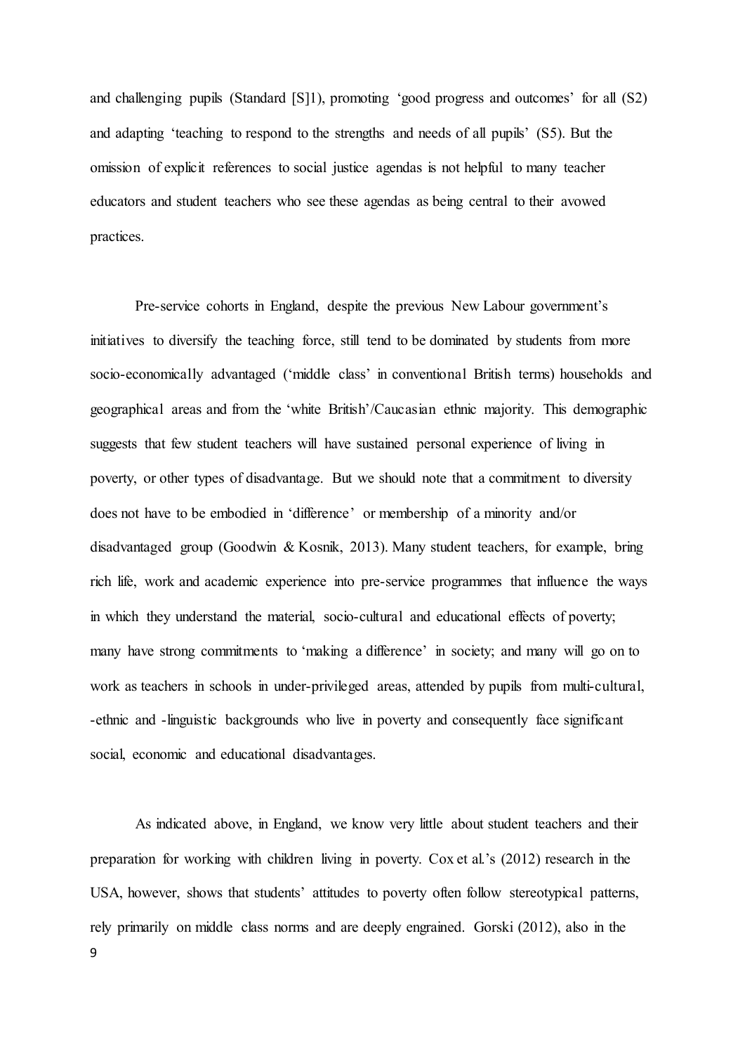and challenging pupils (Standard [S]1), promoting 'good progress and outcomes' for all (S2) and adapting 'teaching to respond to the strengths and needs of all pupils' (S5). But the omission of explicit references to social justice agendas is not helpful to many teacher educators and student teachers who see these agendas as being central to their avowed practices.

Pre-service cohorts in England, despite the previous New Labour government's initiatives to diversify the teaching force, still tend to be dominated by students from more socio-economically advantaged ('middle class' in conventional British terms) households and geographical areas and from the 'white British'/Caucasian ethnic majority. This demographic suggests that few student teachers will have sustained personal experience of living in poverty, or other types of disadvantage. But we should note that a commitment to diversity does not have to be embodied in 'difference' or membership of a minority and/or disadvantaged group (Goodwin & Kosnik, 2013). Many student teachers, for example, bring rich life, work and academic experience into pre-service programmes that influence the ways in which they understand the material, socio-cultural and educational effects of poverty; many have strong commitments to 'making a difference' in society; and many will go on to work as teachers in schools in under-privileged areas, attended by pupils from multi-cultural, -ethnic and -linguistic backgrounds who live in poverty and consequently face significant social, economic and educational disadvantages.

As indicated above, in England, we know very little about student teachers and their preparation for working with children living in poverty. Cox et al.'s (2012) research in the USA, however, shows that students' attitudes to poverty often follow stereotypical patterns, rely primarily on middle class norms and are deeply engrained. Gorski (2012), also in the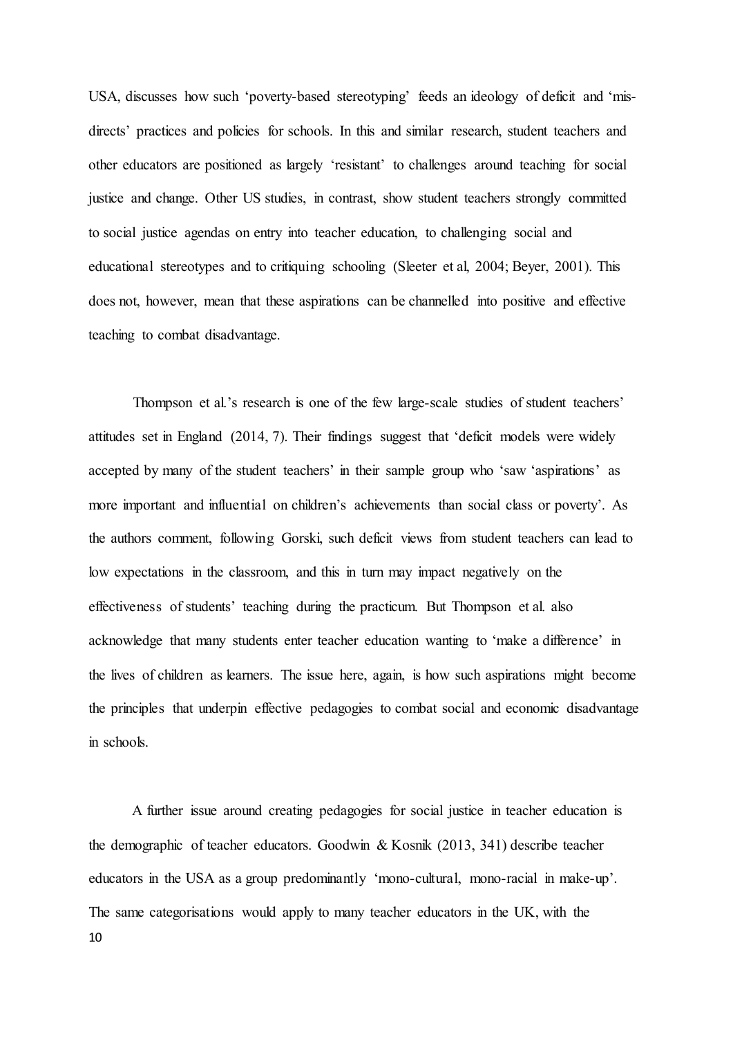USA, discusses how such 'poverty-based stereotyping' feeds an ideology of deficit and 'mis-directs' practices and policies for schools. In this and similar research, student teachers and other educators are positioned as largely 'resistant' to challenges around teaching for social justice and change. Other US studies, in contrast, show student teachers strongly committed to social justice agendas on entry into teacher education, to challenging social and educational stereotypes and to critiquing schooling (Sleeter et al, 2004; Beyer, 2001). This does not, however, mean that these aspirations can be channelled into positive and effective teaching to combat disadvantage.

Thompson et al.'s research is one of the few large-scale studies of student teachers' attitudes set in England (2014, 7). Their findings suggest that 'deficit models were widely accepted by many of the student teachers' in their sample group who 'saw 'aspirations' as more important and influential on children's achievements than social class or poverty'. As the authors comment, following Gorski, such deficit views from student teachers can lead to low expectations in the classroom, and this in turn may impact negatively on the effectiveness of students' teaching during the practicum. But Thompson et al. also acknowledge that many students enter teacher education wanting to 'make a difference' in the lives of children as learners. The issue here, again, is how such aspirations might become the principles that underpin effective pedagogies to combat social and economic disadvantage in schools.

A further issue around creating pedagogies for social justice in teacher education is the demographic of teacher educators. Goodwin & Kosnik (2013, 341) describe teacher educators in the USA as a group predominantly 'mono-cultural, mono-racial in make-up'. The same categorisations would apply to many teacher educators in the UK, with the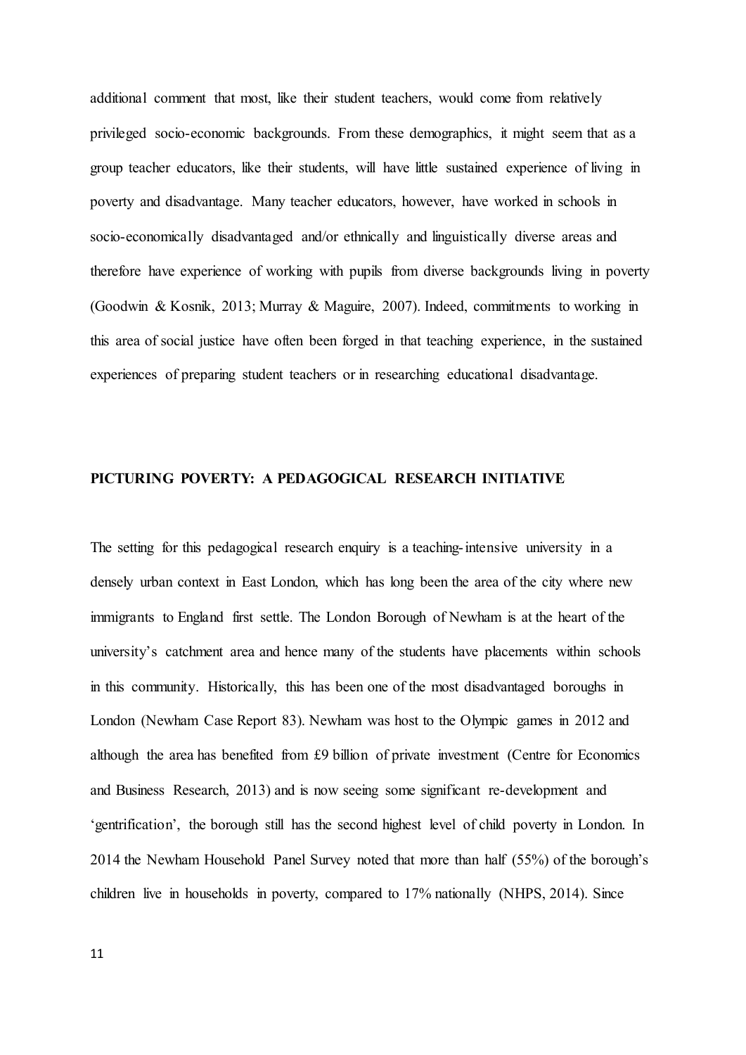additional comment that most, like their student teachers, would come from relatively privileged socio-economic backgrounds. From these demographics, it might seem that as a group teacher educators, like their students, will have little sustained experience of living in poverty and disadvantage. Many teacher educators, however, have worked in schools in socio-economically disadvantaged and/or ethnically and linguistically diverse areas and therefore have experience of working with pupils from diverse backgrounds living in poverty (Goodwin & Kosnik, 2013; Murray & Maguire, 2007). Indeed, commitments to working in this area of social justice have often been forged in that teaching experience, in the sustained experiences of preparing student teachers or in researching educational disadvantage.

## PICTURING POVERTY: A PEDAGOGICAL RESEARCH INITIATIVE

The setting for this pedagogical research enquiry is a teaching-intensive university in a densely urban context in East London, which has long been the area of the city where new immigrants to England first settle. The London Borough of Newham is at the heart of the university's catchment area and hence many of the students have placements within schools in this community. Historically, this has been one of the most disadvantaged boroughs in London (Newham Case Report 83). Newham was host to the Olympic games in 2012 and although the area has benefited from £9 billion of private investment (Centre for Economics and Business Research, 2013) and is now seeing some significant re-development and 'gentrification', the borough still has the second highest level of child poverty in London. In 2014 the Newham Household Panel Survey noted that more than half (55%) of the borough's children live in households in poverty, compared to 17% nationally (NHPS, 2014). Since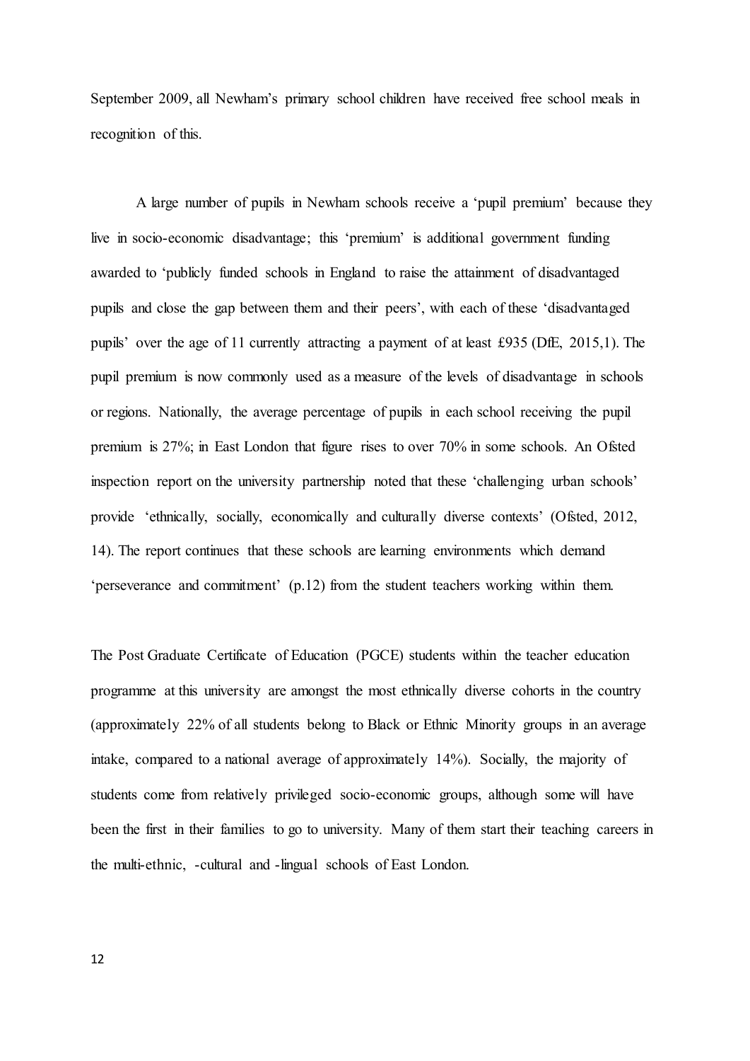September 2009, all Newham's primary school children have received free school meals in recognition of this.

A large number of pupils in Newham schools receive a 'pupil premium' because they live in socio-economic disadvantage; this 'premium' is additional government funding awarded to 'publicly funded schools in England to raise the attainment of disadvantaged pupils and close the gap between them and their peers', with each of these 'disadvantaged pupils' over the age of 11 currently attracting a payment of at least £935 (DfE, 2015,1). The pupil premium is now commonly used as a measure of the levels of disadvantage in schools or regions. Nationally, the average percentage of pupils in each school receiving the pupil premium is 27%; in East London that figure rises to over 70% in some schools. An Ofsted inspection report on the university partnership noted that these 'challenging urban schools' provide 'ethnically, socially, economically and culturally diverse contexts' (Ofsted, 2012, 14). The report continues that these schools are learning environments which demand 'perseverance and commitment' (p.12) from the student teachers working within them.

The Post Graduate Certificate of Education (PGCE) students within the teacher education programme at this university are amongst the most ethnically diverse cohorts in the country (approximately 22% of all students belong to Black or Ethnic Minority groups in an average intake, compared to a national average of approximately 14%). Socially, the majority of students come from relatively privileged socio-economic groups, although some will have been the first in their families to go to university. Many of them start their teaching careers in the multi-ethnic, -cultural and -lingual schools of East London.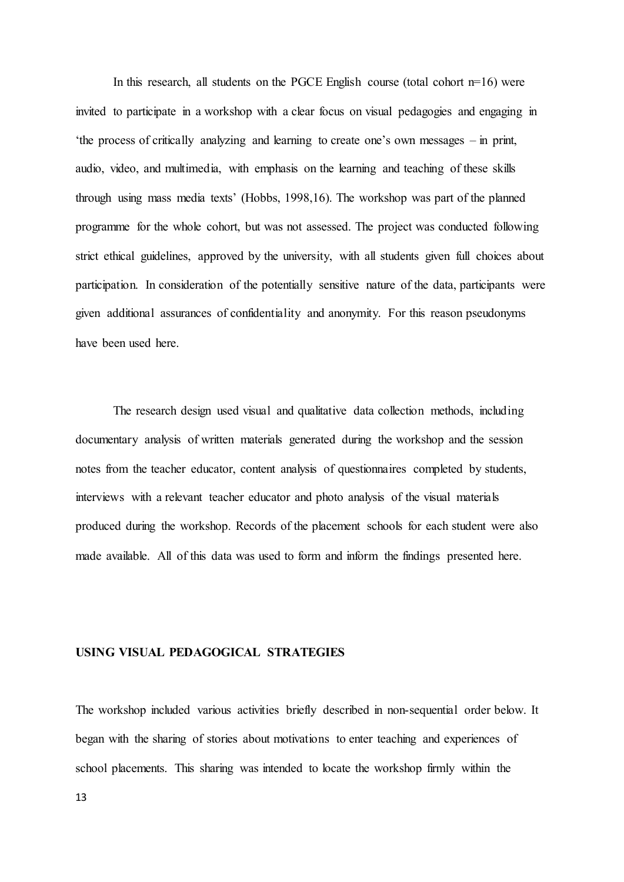In this research, all students on the PGCE English course (total cohort n=16) were invited to participate in a workshop with a clear focus on visual pedagogies and engaging in 'the process of critically analyzing and learning to create one's own messages – in print, audio, video, and multimedia, with emphasis on the learning and teaching of these skills through using mass media texts' (Hobbs, 1998,16). The workshop was part of the planned programme for the whole cohort, but was not assessed. The project was conducted following strict ethical guidelines, approved by the university, with all students given full choices about participation. In consideration of the potentially sensitive nature of the data, participants were given additional assurances of confidentiality and anonymity. For this reason pseudonyms have been used here.

The research design used visual and qualitative data collection methods, including documentary analysis of written materials generated during the workshop and the session notes from the teacher educator, content analysis of questionnaires completed by students, interviews with a relevant teacher educator and photo analysis of the visual materials produced during the workshop. Records of the placement schools for each student were also made available. All of this data was used to form and inform the findings presented here.

## USING VISUAL PEDAGOGICAL STRATEGIES

The workshop included various activities briefly described in non-sequential order below. It began with the sharing of stories about motivations to enter teaching and experiences of school placements. This sharing was intended to locate the workshop firmly within the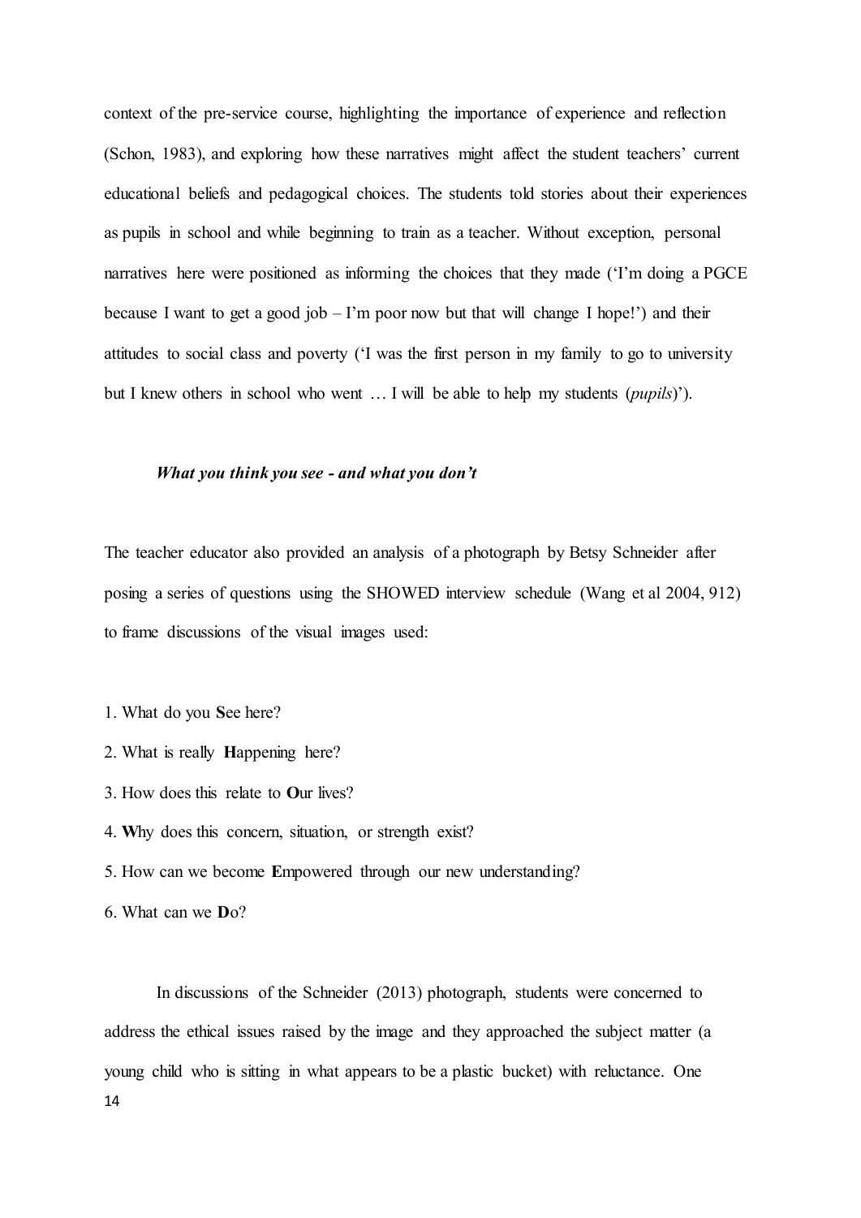context of the pre-service course, highlighting the importance of experience and reflection (Schon, 1983), and exploring how these narratives might affect the student teachers' current educational beliefs and pedagogical choices. The students told stories about their experiences as pupils in school and while beginning to train as a teacher. Without exception, personal narratives here were positioned as informing the choices that they made ('I'm doing a PGCE because I want to get a good job – I'm poor now but that will change I hope!') and their attitudes to social class and poverty ('I was the first person in my family to go to university but I knew others in school who went … I will be able to help my students (*pupils*)').

### *What you think you see - and what you don't*

The teacher educator also provided an analysis of a photograph by Betsy Schneider after posing a series of questions using the SHOWED interview schedule (Wang et al 2004, 912) to frame discussions of the visual images used:

1. What do you **S**ee here?
2. What is really **H**appening here?
3. How does this relate to **O**ur lives?
4. **W**hy does this concern, situation, or strength exist?
5. How can we become **E**mpowered through our new understanding?
6. What can we **D**o?

In discussions of the Schneider (2013) photograph, students were concerned to address the ethical issues raised by the image and they approached the subject matter (a young child who is sitting in what appears to be a plastic bucket) with reluctance. One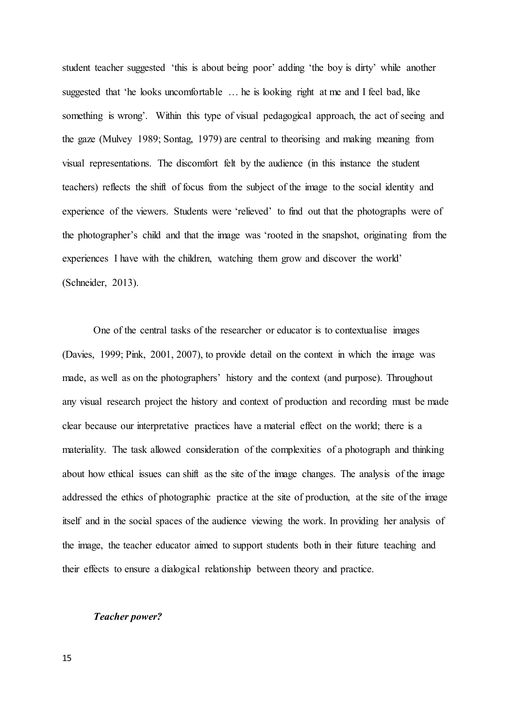student teacher suggested 'this is about being poor' adding 'the boy is dirty' while another suggested that 'he looks uncomfortable … he is looking right at me and I feel bad, like something is wrong'. Within this type of visual pedagogical approach, the act of seeing and the gaze (Mulvey 1989; Sontag, 1979) are central to theorising and making meaning from visual representations. The discomfort felt by the audience (in this instance the student teachers) reflects the shift of focus from the subject of the image to the social identity and experience of the viewers. Students were 'relieved' to find out that the photographs were of the photographer's child and that the image was 'rooted in the snapshot, originating from the experiences I have with the children, watching them grow and discover the world' (Schneider, 2013).

One of the central tasks of the researcher or educator is to contextualise images (Davies, 1999; Pink, 2001, 2007), to provide detail on the context in which the image was made, as well as on the photographers' history and the context (and purpose). Throughout any visual research project the history and context of production and recording must be made clear because our interpretative practices have a material effect on the world; there is a materiality. The task allowed consideration of the complexities of a photograph and thinking about how ethical issues can shift as the site of the image changes. The analysis of the image addressed the ethics of photographic practice at the site of production, at the site of the image itself and in the social spaces of the audience viewing the work. In providing her analysis of the image, the teacher educator aimed to support students both in their future teaching and their effects to ensure a dialogical relationship between theory and practice.

***Teacher power?***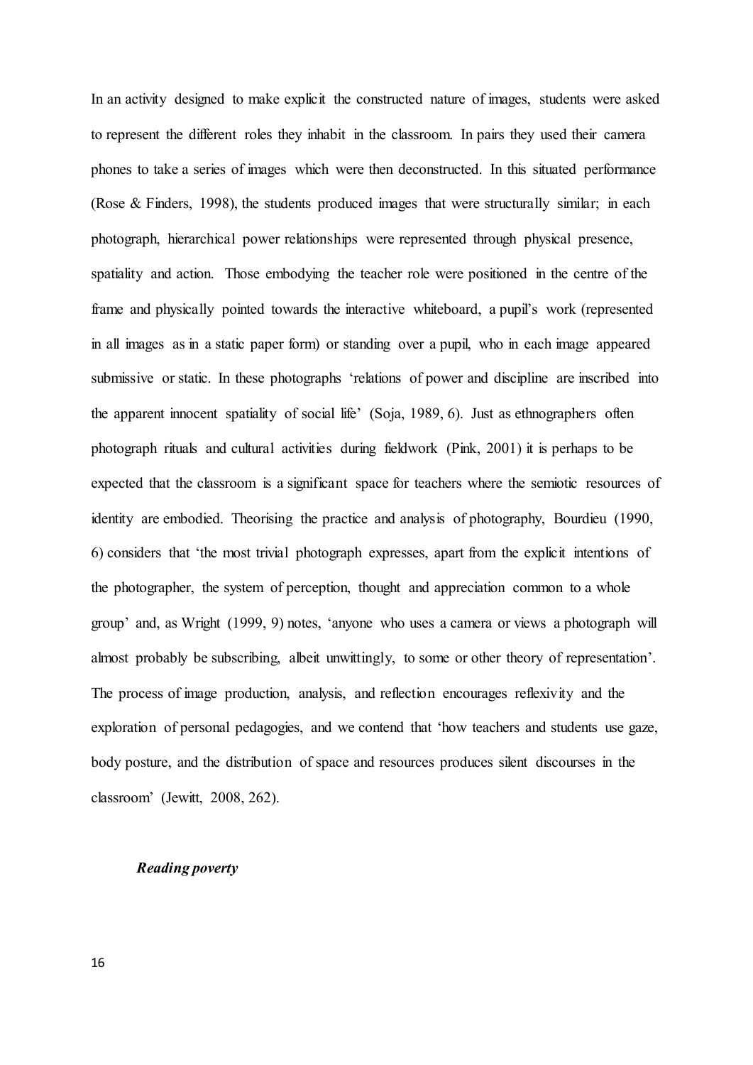In an activity designed to make explicit the constructed nature of images, students were asked to represent the different roles they inhabit in the classroom. In pairs they used their camera phones to take a series of images which were then deconstructed. In this situated performance (Rose & Finders, 1998), the students produced images that were structurally similar; in each photograph, hierarchical power relationships were represented through physical presence, spatiality and action. Those embodying the teacher role were positioned in the centre of the frame and physically pointed towards the interactive whiteboard, a pupil's work (represented in all images as in a static paper form) or standing over a pupil, who in each image appeared submissive or static. In these photographs 'relations of power and discipline are inscribed into the apparent innocent spatiality of social life' (Soja, 1989, 6). Just as ethnographers often photograph rituals and cultural activities during fieldwork (Pink, 2001) it is perhaps to be expected that the classroom is a significant space for teachers where the semiotic resources of identity are embodied. Theorising the practice and analysis of photography, Bourdieu (1990, 6) considers that 'the most trivial photograph expresses, apart from the explicit intentions of the photographer, the system of perception, thought and appreciation common to a whole group' and, as Wright (1999, 9) notes, 'anyone who uses a camera or views a photograph will almost probably be subscribing, albeit unwittingly, to some or other theory of representation'. The process of image production, analysis, and reflection encourages reflexivity and the exploration of personal pedagogies, and we contend that 'how teachers and students use gaze, body posture, and the distribution of space and resources produces silent discourses in the classroom' (Jewitt, 2008, 262).

***Reading poverty***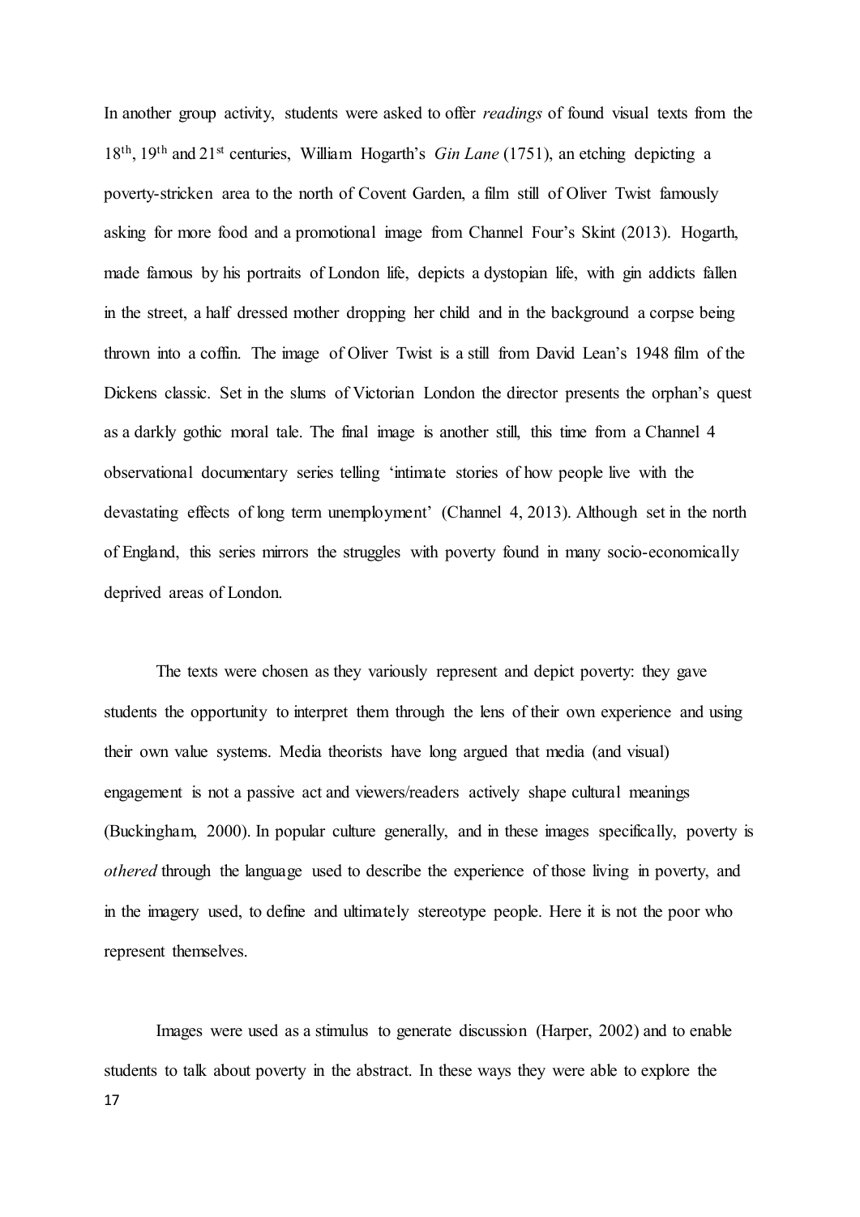In another group activity, students were asked to offer *readings* of found visual texts from the 18th, 19th and 21st centuries, William Hogarth's *Gin Lane* (1751), an etching depicting a poverty-stricken area to the north of Covent Garden, a film still of Oliver Twist famously asking for more food and a promotional image from Channel Four's Skint (2013). Hogarth, made famous by his portraits of London life, depicts a dystopian life, with gin addicts fallen in the street, a half dressed mother dropping her child and in the background a corpse being thrown into a coffin. The image of Oliver Twist is a still from David Lean's 1948 film of the Dickens classic. Set in the slums of Victorian London the director presents the orphan's quest as a darkly gothic moral tale. The final image is another still, this time from a Channel 4 observational documentary series telling 'intimate stories of how people live with the devastating effects of long term unemployment' (Channel 4, 2013). Although set in the north of England, this series mirrors the struggles with poverty found in many socio-economically deprived areas of London.

The texts were chosen as they variously represent and depict poverty: they gave students the opportunity to interpret them through the lens of their own experience and using their own value systems. Media theorists have long argued that media (and visual) engagement is not a passive act and viewers/readers actively shape cultural meanings (Buckingham, 2000). In popular culture generally, and in these images specifically, poverty is *othered* through the language used to describe the experience of those living in poverty, and in the imagery used, to define and ultimately stereotype people. Here it is not the poor who represent themselves.

Images were used as a stimulus to generate discussion (Harper, 2002) and to enable students to talk about poverty in the abstract. In these ways they were able to explore the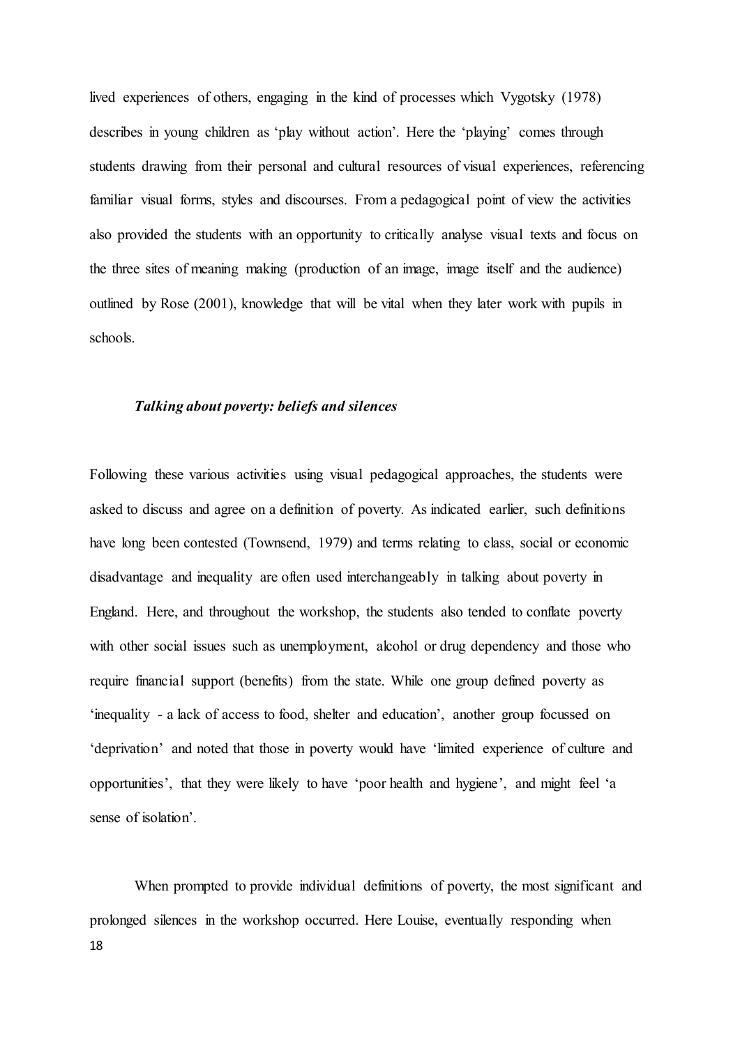lived experiences of others, engaging in the kind of processes which Vygotsky (1978) describes in young children as 'play without action'. Here the 'playing' comes through students drawing from their personal and cultural resources of visual experiences, referencing familiar visual forms, styles and discourses. From a pedagogical point of view the activities also provided the students with an opportunity to critically analyse visual texts and focus on the three sites of meaning making (production of an image, image itself and the audience) outlined by Rose (2001), knowledge that will be vital when they later work with pupils in schools.

### *Talking about poverty: beliefs and silences*

Following these various activities using visual pedagogical approaches, the students were asked to discuss and agree on a definition of poverty. As indicated earlier, such definitions have long been contested (Townsend, 1979) and terms relating to class, social or economic disadvantage and inequality are often used interchangeably in talking about poverty in England. Here, and throughout the workshop, the students also tended to conflate poverty with other social issues such as unemployment, alcohol or drug dependency and those who require financial support (benefits) from the state. While one group defined poverty as 'inequality - a lack of access to food, shelter and education', another group focussed on 'deprivation' and noted that those in poverty would have 'limited experience of culture and opportunities', that they were likely to have 'poor health and hygiene', and might feel 'a sense of isolation'.

When prompted to provide individual definitions of poverty, the most significant and prolonged silences in the workshop occurred. Here Louise, eventually responding when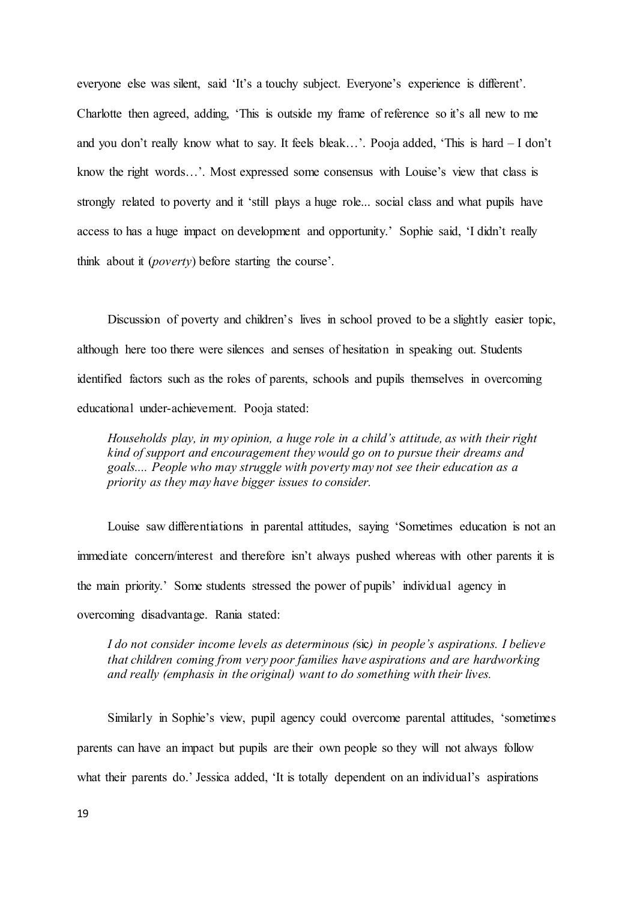everyone else was silent, said 'It's a touchy subject. Everyone's experience is different'. Charlotte then agreed, adding, 'This is outside my frame of reference so it's all new to me and you don't really know what to say. It feels bleak…'. Pooja added, 'This is hard – I don't know the right words…'. Most expressed some consensus with Louise's view that class is strongly related to poverty and it 'still plays a huge role... social class and what pupils have access to has a huge impact on development and opportunity.' Sophie said, 'I didn't really think about it (*poverty*) before starting the course'.

Discussion of poverty and children's lives in school proved to be a slightly easier topic, although here too there were silences and senses of hesitation in speaking out. Students identified factors such as the roles of parents, schools and pupils themselves in overcoming educational under-achievement. Pooja stated:

> *Households play, in my opinion, a huge role in a child's attitude, as with their right kind of support and encouragement they would go on to pursue their dreams and goals.... People who may struggle with poverty may not see their education as a priority as they may have bigger issues to consider.*

Louise saw differentiations in parental attitudes, saying 'Sometimes education is not an immediate concern/interest and therefore isn't always pushed whereas with other parents it is the main priority.' Some students stressed the power of pupils' individual agency in overcoming disadvantage. Rania stated:

> *I do not consider income levels as determinous (*sic*) in people's aspirations. I believe that children coming from very poor families have aspirations and are hardworking and really (emphasis in the original) want to do something with their lives.*

Similarly in Sophie's view, pupil agency could overcome parental attitudes, 'sometimes parents can have an impact but pupils are their own people so they will not always follow what their parents do.' Jessica added, 'It is totally dependent on an individual's aspirations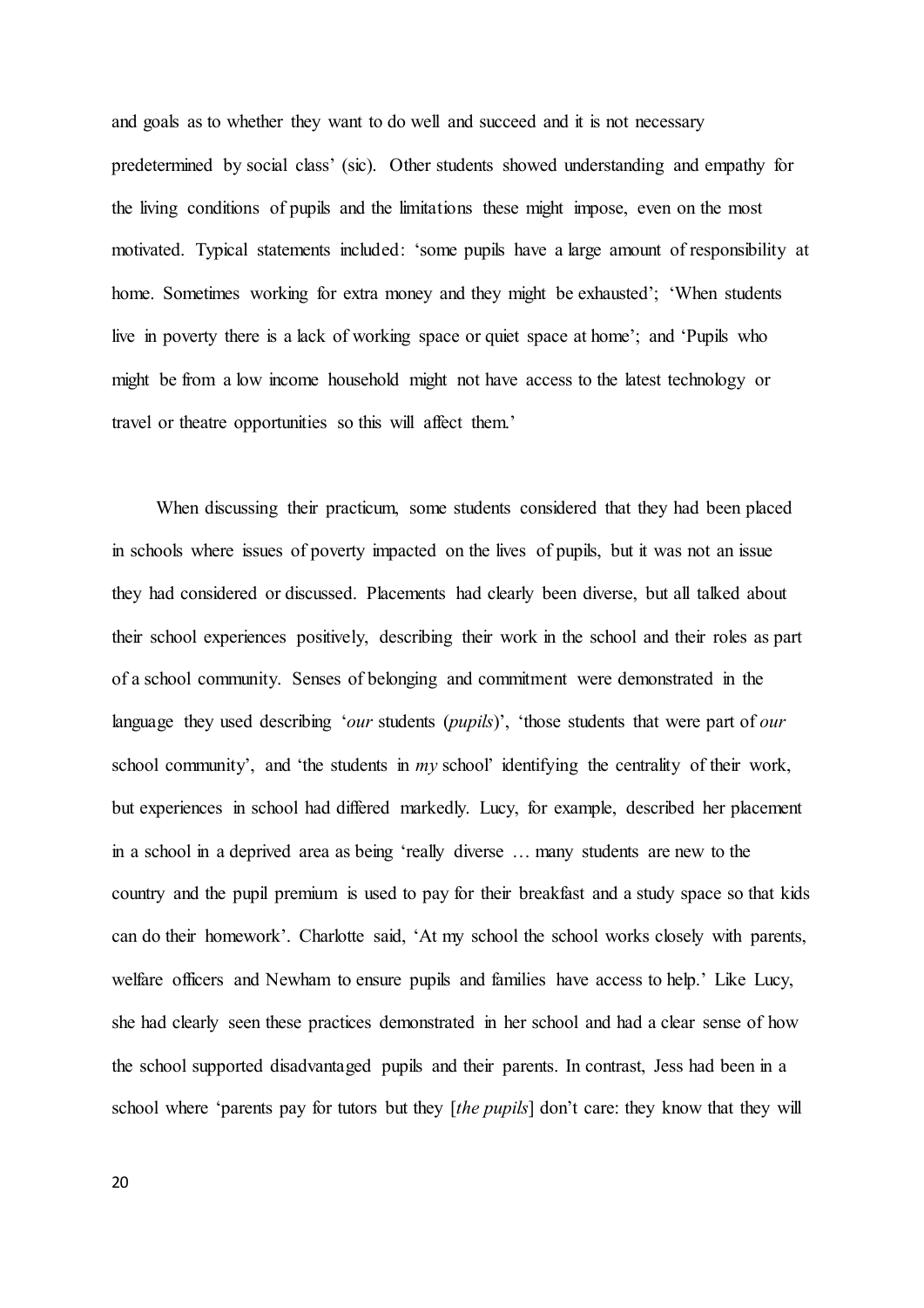and goals as to whether they want to do well and succeed and it is not necessary predetermined by social class' (sic). Other students showed understanding and empathy for the living conditions of pupils and the limitations these might impose, even on the most motivated. Typical statements included: 'some pupils have a large amount of responsibility at home. Sometimes working for extra money and they might be exhausted'; 'When students live in poverty there is a lack of working space or quiet space at home'; and 'Pupils who might be from a low income household might not have access to the latest technology or travel or theatre opportunities so this will affect them.'

When discussing their practicum, some students considered that they had been placed in schools where issues of poverty impacted on the lives of pupils, but it was not an issue they had considered or discussed. Placements had clearly been diverse, but all talked about their school experiences positively, describing their work in the school and their roles as part of a school community. Senses of belonging and commitment were demonstrated in the language they used describing '*our* students (*pupils*)', 'those students that were part of *our* school community', and 'the students in *my* school' identifying the centrality of their work, but experiences in school had differed markedly. Lucy, for example, described her placement in a school in a deprived area as being 'really diverse … many students are new to the country and the pupil premium is used to pay for their breakfast and a study space so that kids can do their homework'. Charlotte said, 'At my school the school works closely with parents, welfare officers and Newham to ensure pupils and families have access to help.' Like Lucy, she had clearly seen these practices demonstrated in her school and had a clear sense of how the school supported disadvantaged pupils and their parents. In contrast, Jess had been in a school where 'parents pay for tutors but they [*the pupils*] don't care: they know that they will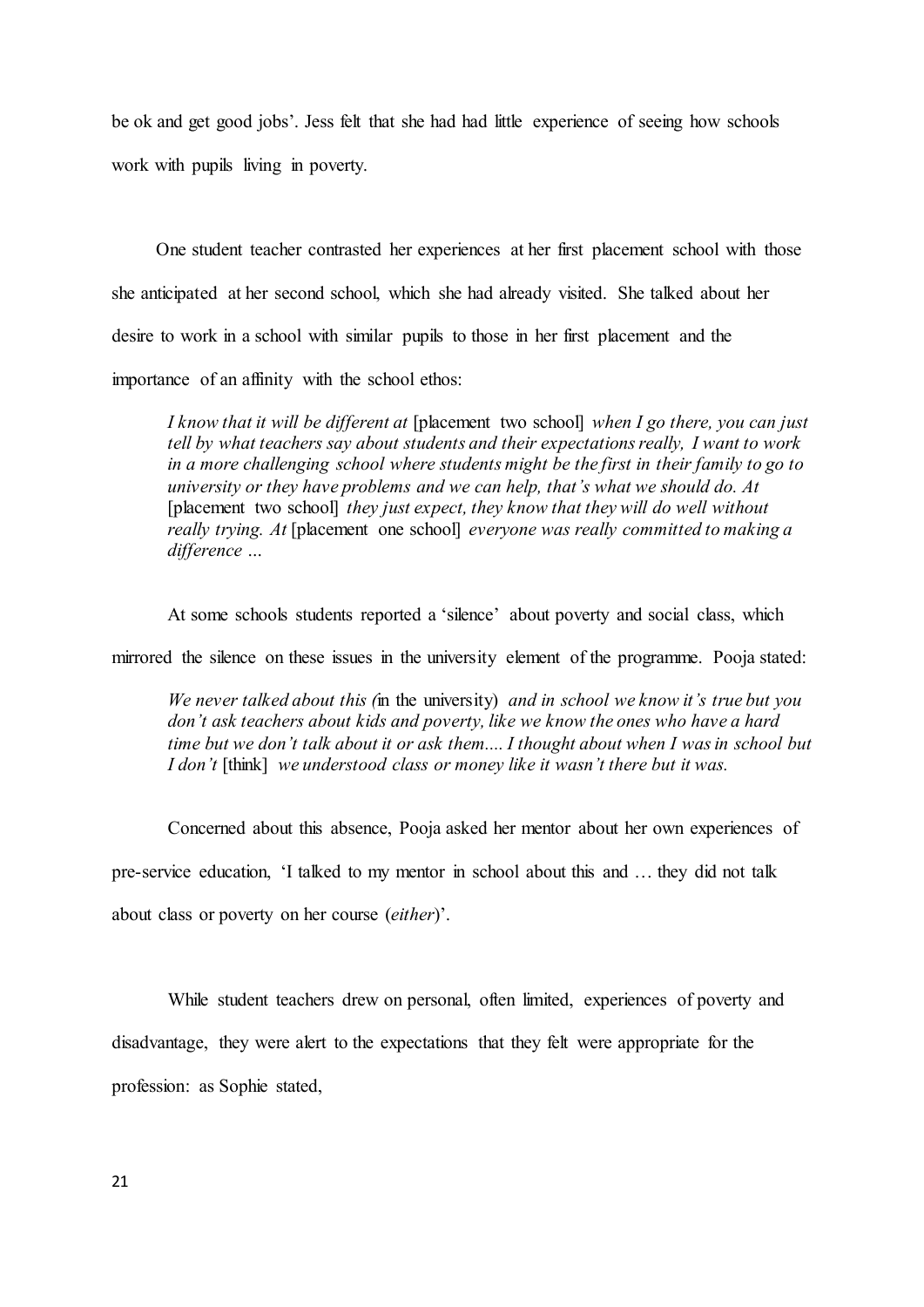be ok and get good jobs'. Jess felt that she had had little experience of seeing how schools work with pupils living in poverty.

One student teacher contrasted her experiences at her first placement school with those she anticipated at her second school, which she had already visited. She talked about her desire to work in a school with similar pupils to those in her first placement and the importance of an affinity with the school ethos:

> *I know that it will be different at* [placement two school] *when I go there, you can just tell by what teachers say about students and their expectations really, I want to work in a more challenging school where students might be the first in their family to go to university or they have problems and we can help, that's what we should do. At* [placement two school] *they just expect, they know that they will do well without really trying. At* [placement one school] *everyone was really committed to making a difference …*

At some schools students reported a 'silence' about poverty and social class, which mirrored the silence on these issues in the university element of the programme. Pooja stated:

> *We never talked about this (*in the university) *and in school we know it's true but you don't ask teachers about kids and poverty, like we know the ones who have a hard time but we don't talk about it or ask them.... I thought about when I was in school but I don't* [think] *we understood class or money like it wasn't there but it was.*

Concerned about this absence, Pooja asked her mentor about her own experiences of pre-service education, 'I talked to my mentor in school about this and … they did not talk about class or poverty on her course (*either*)'.

While student teachers drew on personal, often limited, experiences of poverty and disadvantage, they were alert to the expectations that they felt were appropriate for the profession: as Sophie stated,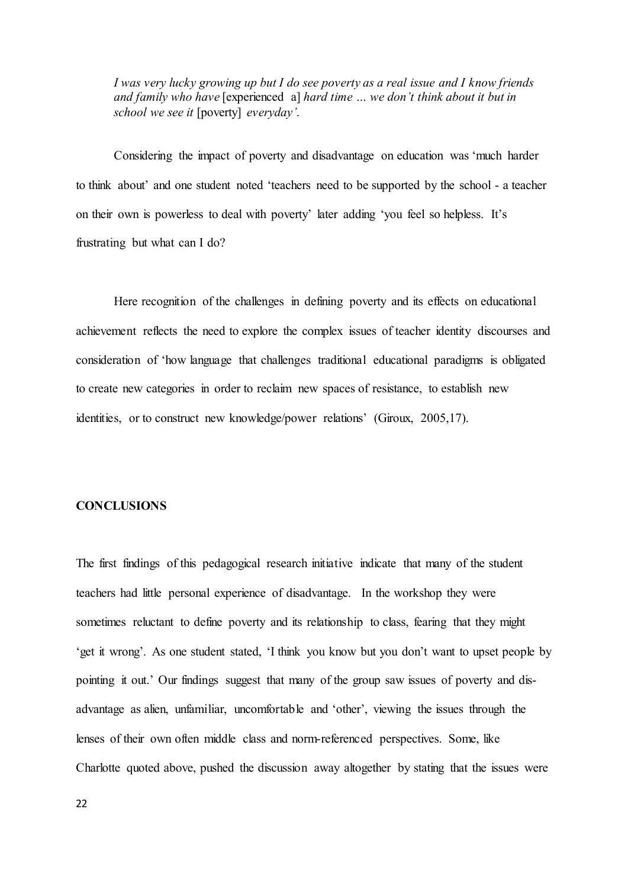*I was very lucky growing up but I do see poverty as a real issue and I know friends and family who have* [experienced a] *hard time … we don't think about it but in school we see it* [poverty] *everyday'.*

Considering the impact of poverty and disadvantage on education was 'much harder to think about' and one student noted 'teachers need to be supported by the school - a teacher on their own is powerless to deal with poverty' later adding 'you feel so helpless. It's frustrating but what can I do?

Here recognition of the challenges in defining poverty and its effects on educational achievement reflects the need to explore the complex issues of teacher identity discourses and consideration of 'how language that challenges traditional educational paradigms is obligated to create new categories in order to reclaim new spaces of resistance, to establish new identities, or to construct new knowledge/power relations' (Giroux, 2005,17).

## CONCLUSIONS

The first findings of this pedagogical research initiative indicate that many of the student teachers had little personal experience of disadvantage. In the workshop they were sometimes reluctant to define poverty and its relationship to class, fearing that they might 'get it wrong'. As one student stated, 'I think you know but you don't want to upset people by pointing it out.' Our findings suggest that many of the group saw issues of poverty and dis-advantage as alien, unfamiliar, uncomfortable and 'other', viewing the issues through the lenses of their own often middle class and norm-referenced perspectives. Some, like Charlotte quoted above, pushed the discussion away altogether by stating that the issues were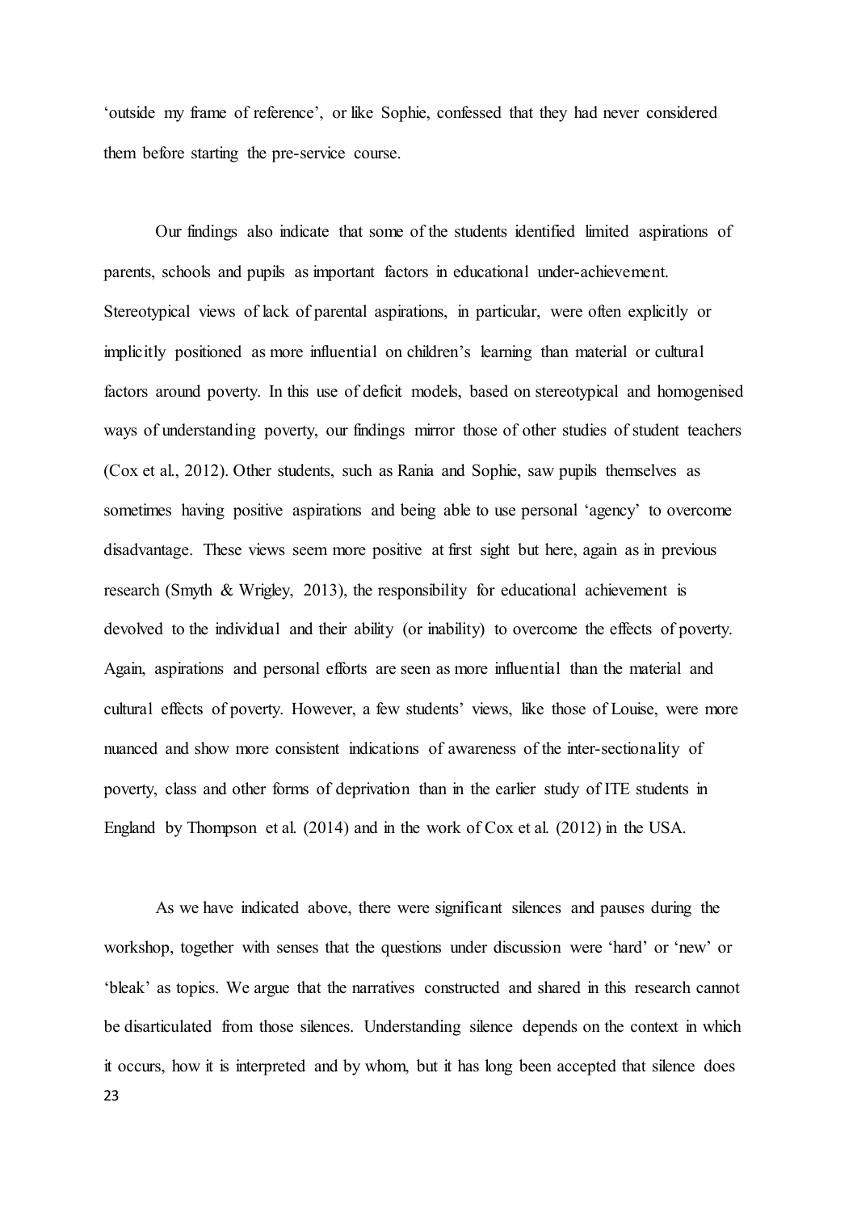'outside my frame of reference', or like Sophie, confessed that they had never considered them before starting the pre-service course.

Our findings also indicate that some of the students identified limited aspirations of parents, schools and pupils as important factors in educational under-achievement. Stereotypical views of lack of parental aspirations, in particular, were often explicitly or implicitly positioned as more influential on children's learning than material or cultural factors around poverty. In this use of deficit models, based on stereotypical and homogenised ways of understanding poverty, our findings mirror those of other studies of student teachers (Cox et al., 2012). Other students, such as Rania and Sophie, saw pupils themselves as sometimes having positive aspirations and being able to use personal 'agency' to overcome disadvantage. These views seem more positive at first sight but here, again as in previous research (Smyth & Wrigley, 2013), the responsibility for educational achievement is devolved to the individual and their ability (or inability) to overcome the effects of poverty. Again, aspirations and personal efforts are seen as more influential than the material and cultural effects of poverty. However, a few students' views, like those of Louise, were more nuanced and show more consistent indications of awareness of the inter-sectionality of poverty, class and other forms of deprivation than in the earlier study of ITE students in England by Thompson et al. (2014) and in the work of Cox et al. (2012) in the USA.

As we have indicated above, there were significant silences and pauses during the workshop, together with senses that the questions under discussion were 'hard' or 'new' or 'bleak' as topics. We argue that the narratives constructed and shared in this research cannot be disarticulated from those silences. Understanding silence depends on the context in which it occurs, how it is interpreted and by whom, but it has long been accepted that silence does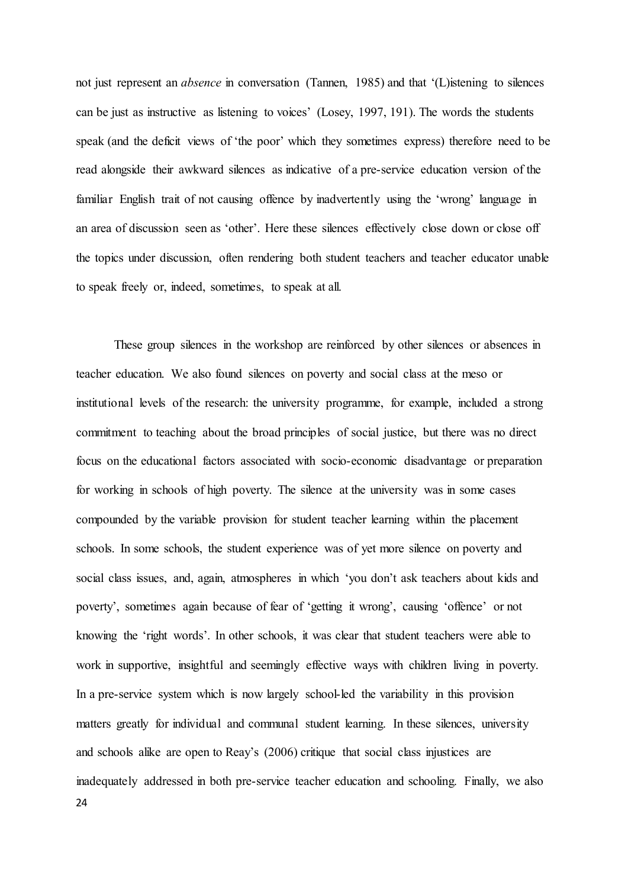not just represent an *absence* in conversation (Tannen, 1985) and that '(L)istening to silences can be just as instructive as listening to voices' (Losey, 1997, 191). The words the students speak (and the deficit views of 'the poor' which they sometimes express) therefore need to be read alongside their awkward silences as indicative of a pre-service education version of the familiar English trait of not causing offence by inadvertently using the 'wrong' language in an area of discussion seen as 'other'. Here these silences effectively close down or close off the topics under discussion, often rendering both student teachers and teacher educator unable to speak freely or, indeed, sometimes, to speak at all.

These group silences in the workshop are reinforced by other silences or absences in teacher education. We also found silences on poverty and social class at the meso or institutional levels of the research: the university programme, for example, included a strong commitment to teaching about the broad principles of social justice, but there was no direct focus on the educational factors associated with socio-economic disadvantage or preparation for working in schools of high poverty. The silence at the university was in some cases compounded by the variable provision for student teacher learning within the placement schools. In some schools, the student experience was of yet more silence on poverty and social class issues, and, again, atmospheres in which 'you don't ask teachers about kids and poverty', sometimes again because of fear of 'getting it wrong', causing 'offence' or not knowing the 'right words'. In other schools, it was clear that student teachers were able to work in supportive, insightful and seemingly effective ways with children living in poverty. In a pre-service system which is now largely school-led the variability in this provision matters greatly for individual and communal student learning. In these silences, university and schools alike are open to Reay's (2006) critique that social class injustices are inadequately addressed in both pre-service teacher education and schooling. Finally, we also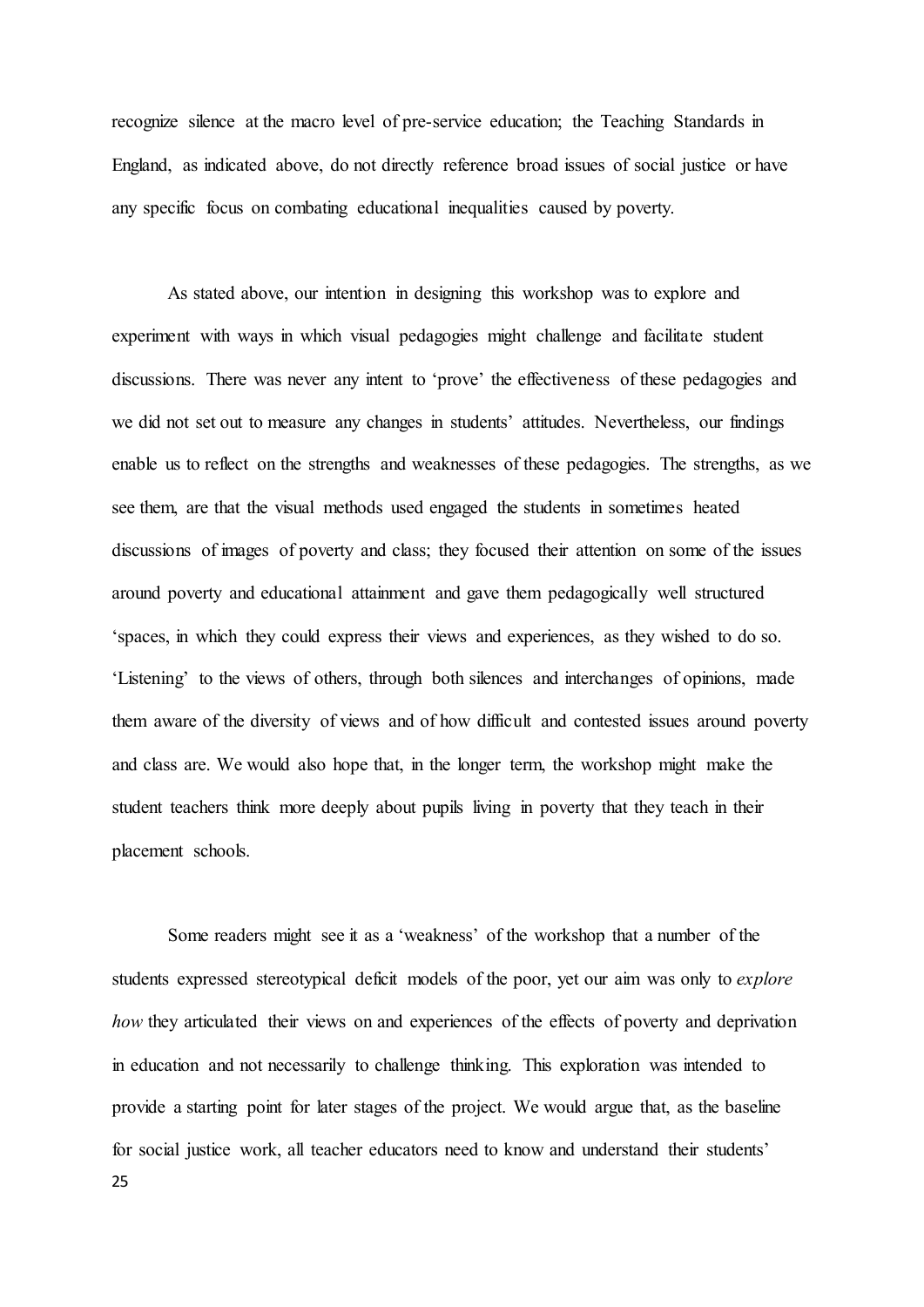recognize silence at the macro level of pre-service education; the Teaching Standards in England, as indicated above, do not directly reference broad issues of social justice or have any specific focus on combating educational inequalities caused by poverty.

As stated above, our intention in designing this workshop was to explore and experiment with ways in which visual pedagogies might challenge and facilitate student discussions. There was never any intent to 'prove' the effectiveness of these pedagogies and we did not set out to measure any changes in students' attitudes. Nevertheless, our findings enable us to reflect on the strengths and weaknesses of these pedagogies. The strengths, as we see them, are that the visual methods used engaged the students in sometimes heated discussions of images of poverty and class; they focused their attention on some of the issues around poverty and educational attainment and gave them pedagogically well structured 'spaces, in which they could express their views and experiences, as they wished to do so. 'Listening' to the views of others, through both silences and interchanges of opinions, made them aware of the diversity of views and of how difficult and contested issues around poverty and class are. We would also hope that, in the longer term, the workshop might make the student teachers think more deeply about pupils living in poverty that they teach in their placement schools.

Some readers might see it as a 'weakness' of the workshop that a number of the students expressed stereotypical deficit models of the poor, yet our aim was only to *explore how* they articulated their views on and experiences of the effects of poverty and deprivation in education and not necessarily to challenge thinking. This exploration was intended to provide a starting point for later stages of the project. We would argue that, as the baseline for social justice work, all teacher educators need to know and understand their students'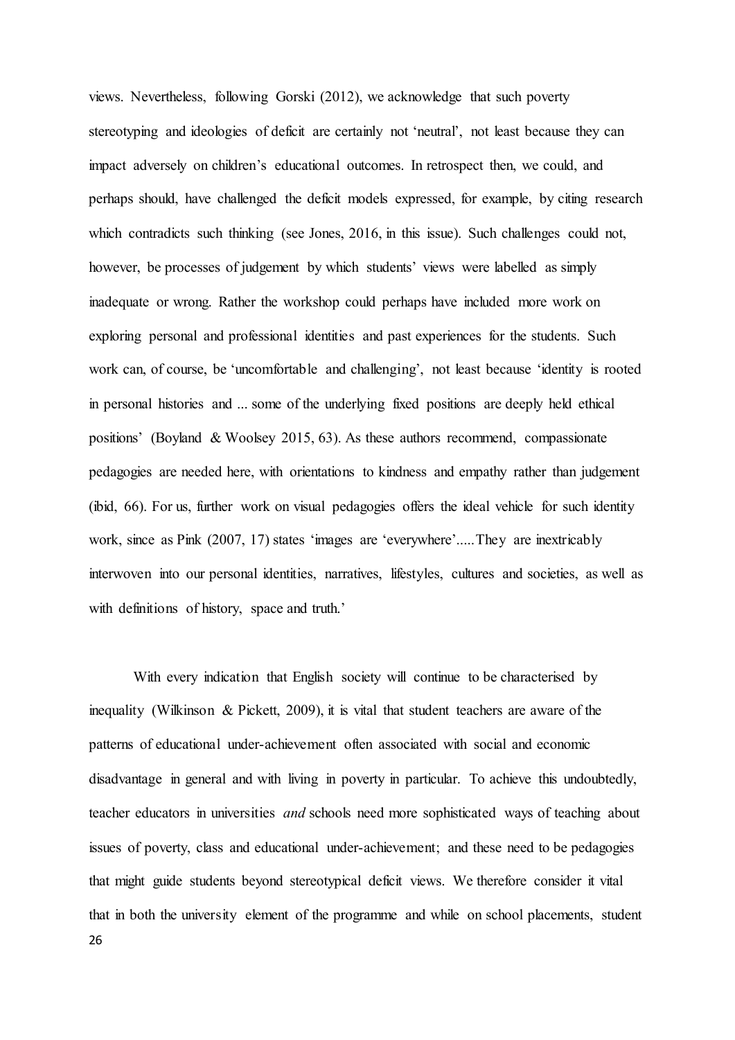views. Nevertheless, following Gorski (2012), we acknowledge that such poverty stereotyping and ideologies of deficit are certainly not 'neutral', not least because they can impact adversely on children's educational outcomes. In retrospect then, we could, and perhaps should, have challenged the deficit models expressed, for example, by citing research which contradicts such thinking (see Jones, 2016, in this issue). Such challenges could not, however, be processes of judgement by which students' views were labelled as simply inadequate or wrong. Rather the workshop could perhaps have included more work on exploring personal and professional identities and past experiences for the students. Such work can, of course, be 'uncomfortable and challenging', not least because 'identity is rooted in personal histories and ... some of the underlying fixed positions are deeply held ethical positions' (Boyland & Woolsey 2015, 63). As these authors recommend, compassionate pedagogies are needed here, with orientations to kindness and empathy rather than judgement (ibid, 66). For us, further work on visual pedagogies offers the ideal vehicle for such identity work, since as Pink (2007, 17) states 'images are 'everywhere'.....They are inextricably interwoven into our personal identities, narratives, lifestyles, cultures and societies, as well as with definitions of history, space and truth.'

With every indication that English society will continue to be characterised by inequality (Wilkinson & Pickett, 2009), it is vital that student teachers are aware of the patterns of educational under-achievement often associated with social and economic disadvantage in general and with living in poverty in particular. To achieve this undoubtedly, teacher educators in universities *and* schools need more sophisticated ways of teaching about issues of poverty, class and educational under-achievement; and these need to be pedagogies that might guide students beyond stereotypical deficit views. We therefore consider it vital that in both the university element of the programme and while on school placements, student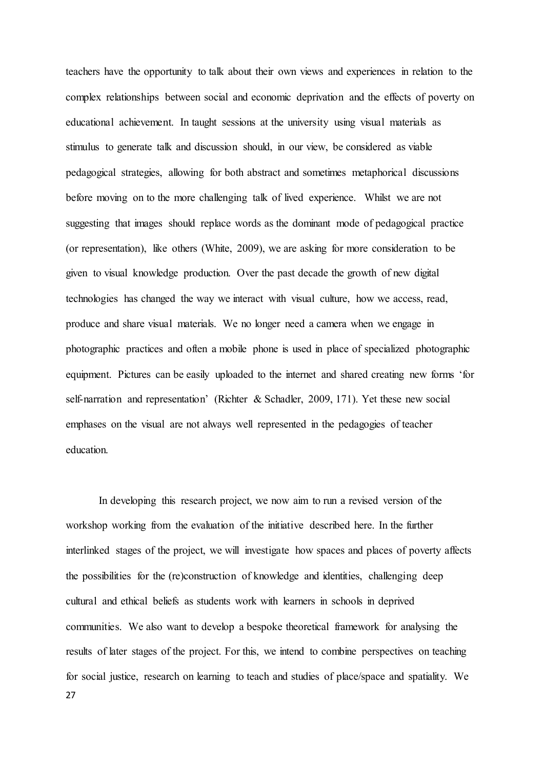teachers have the opportunity to talk about their own views and experiences in relation to the complex relationships between social and economic deprivation and the effects of poverty on educational achievement. In taught sessions at the university using visual materials as stimulus to generate talk and discussion should, in our view, be considered as viable pedagogical strategies, allowing for both abstract and sometimes metaphorical discussions before moving on to the more challenging talk of lived experience. Whilst we are not suggesting that images should replace words as the dominant mode of pedagogical practice (or representation), like others (White, 2009), we are asking for more consideration to be given to visual knowledge production. Over the past decade the growth of new digital technologies has changed the way we interact with visual culture, how we access, read, produce and share visual materials. We no longer need a camera when we engage in photographic practices and often a mobile phone is used in place of specialized photographic equipment. Pictures can be easily uploaded to the internet and shared creating new forms 'for self-narration and representation' (Richter & Schadler, 2009, 171). Yet these new social emphases on the visual are not always well represented in the pedagogies of teacher education.

In developing this research project, we now aim to run a revised version of the workshop working from the evaluation of the initiative described here. In the further interlinked stages of the project, we will investigate how spaces and places of poverty affects the possibilities for the (re)construction of knowledge and identities, challenging deep cultural and ethical beliefs as students work with learners in schools in deprived communities. We also want to develop a bespoke theoretical framework for analysing the results of later stages of the project. For this, we intend to combine perspectives on teaching for social justice, research on learning to teach and studies of place/space and spatiality. We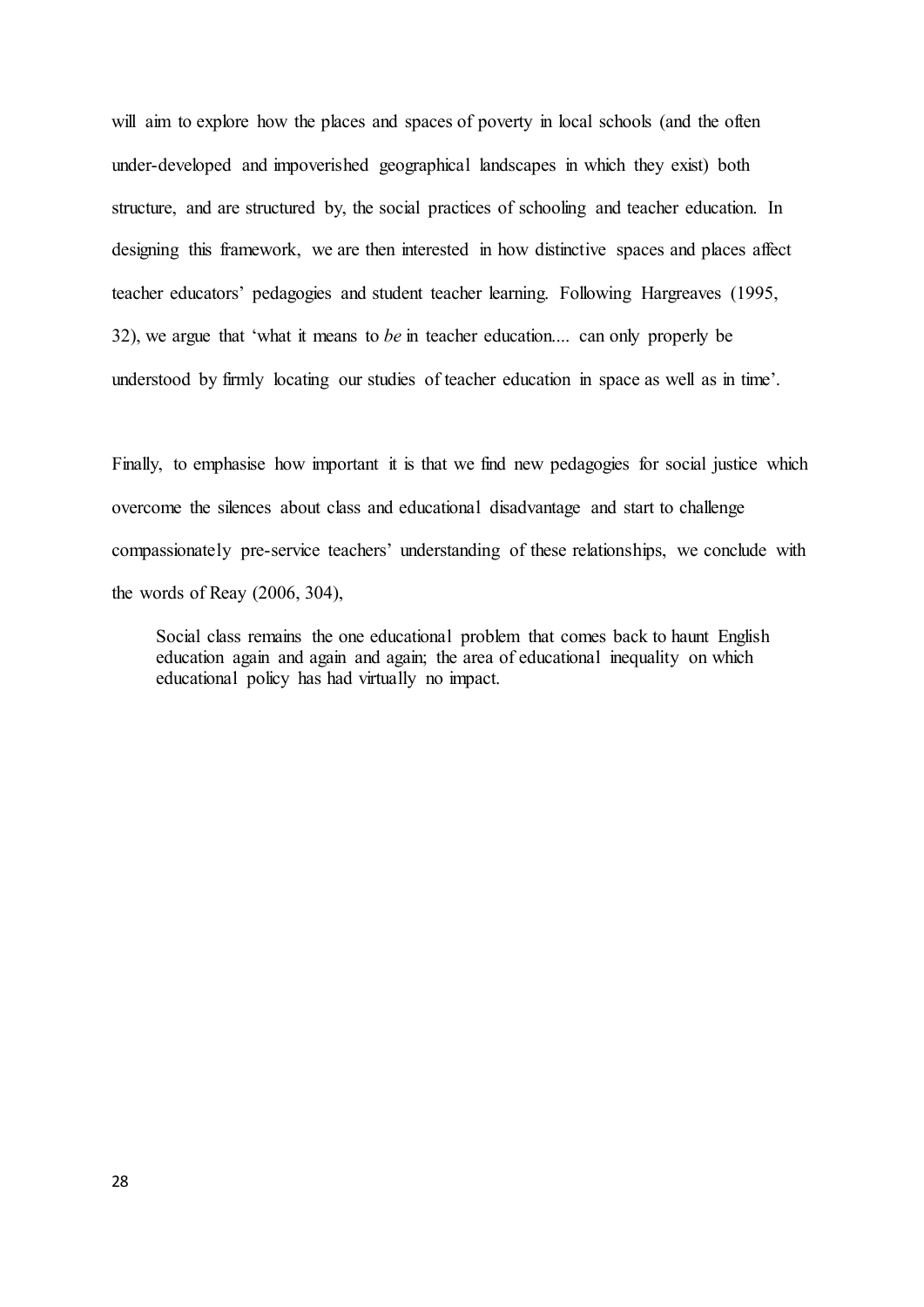will aim to explore how the places and spaces of poverty in local schools (and the often under-developed and impoverished geographical landscapes in which they exist) both structure, and are structured by, the social practices of schooling and teacher education. In designing this framework, we are then interested in how distinctive spaces and places affect teacher educators' pedagogies and student teacher learning. Following Hargreaves (1995, 32), we argue that 'what it means to *be* in teacher education.... can only properly be understood by firmly locating our studies of teacher education in space as well as in time'.

Finally, to emphasise how important it is that we find new pedagogies for social justice which overcome the silences about class and educational disadvantage and start to challenge compassionately pre-service teachers' understanding of these relationships, we conclude with the words of Reay (2006, 304),

> Social class remains the one educational problem that comes back to haunt English education again and again and again; the area of educational inequality on which educational policy has had virtually no impact.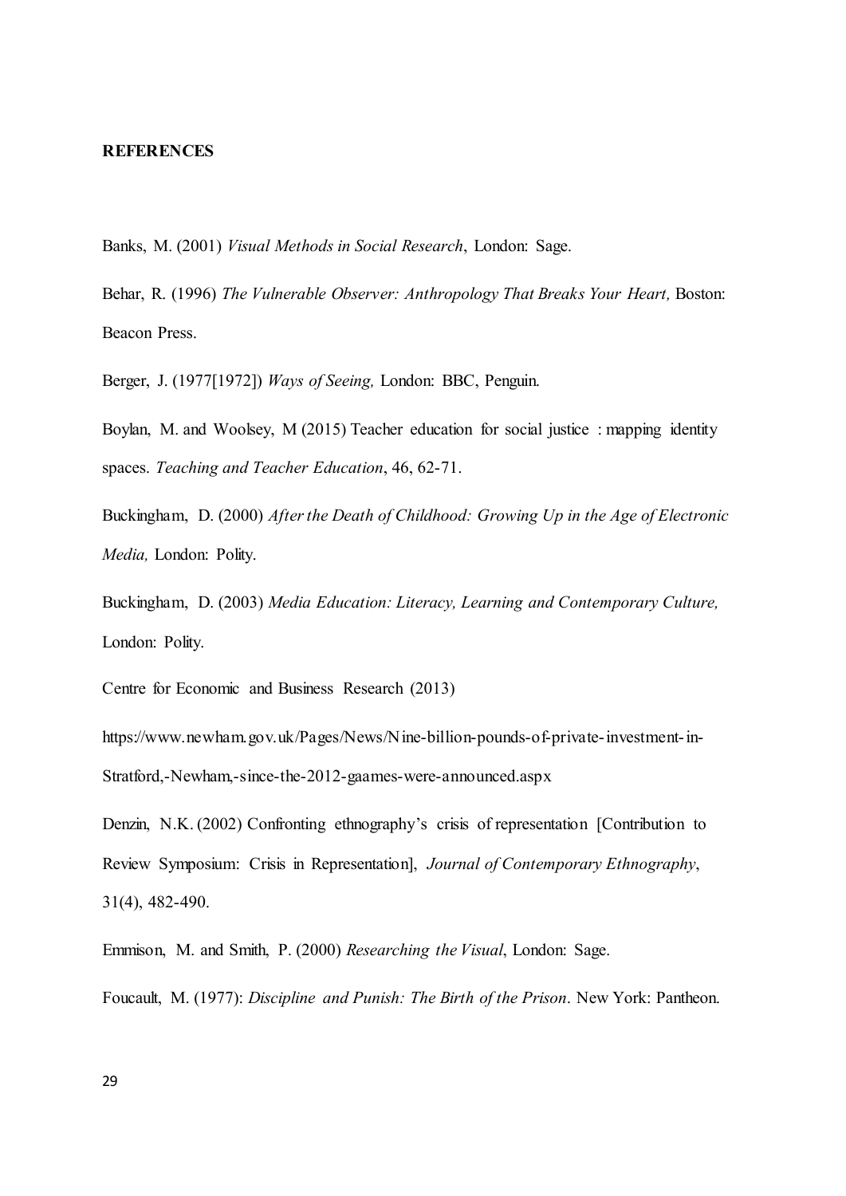**REFERENCES**

Banks, M. (2001) *Visual Methods in Social Research*, London: Sage.

Behar, R. (1996) *The Vulnerable Observer: Anthropology That Breaks Your Heart,* Boston: Beacon Press.

Berger, J. (1977[1972]) *Ways of Seeing,* London: BBC, Penguin.

Boylan, M. and Woolsey, M (2015) Teacher education for social justice : mapping identity spaces. *Teaching and Teacher Education*, 46, 62-71.

Buckingham, D. (2000) *After the Death of Childhood: Growing Up in the Age of Electronic Media,* London: Polity.

Buckingham, D. (2003) *Media Education: Literacy, Learning and Contemporary Culture,* London: Polity.

Centre for Economic and Business Research (2013)

https://www.newham.gov.uk/Pages/News/Nine-billion-pounds-of-private-investment-in-Stratford,-Newham,-since-the-2012-gaames-were-announced.aspx

Denzin, N.K. (2002) Confronting ethnography's crisis of representation [Contribution to Review Symposium: Crisis in Representation], *Journal of Contemporary Ethnography*, 31(4), 482-490.

Emmison, M. and Smith, P. (2000) *Researching the Visual*, London: Sage.

Foucault, M. (1977): *Discipline and Punish: The Birth of the Prison*. New York: Pantheon.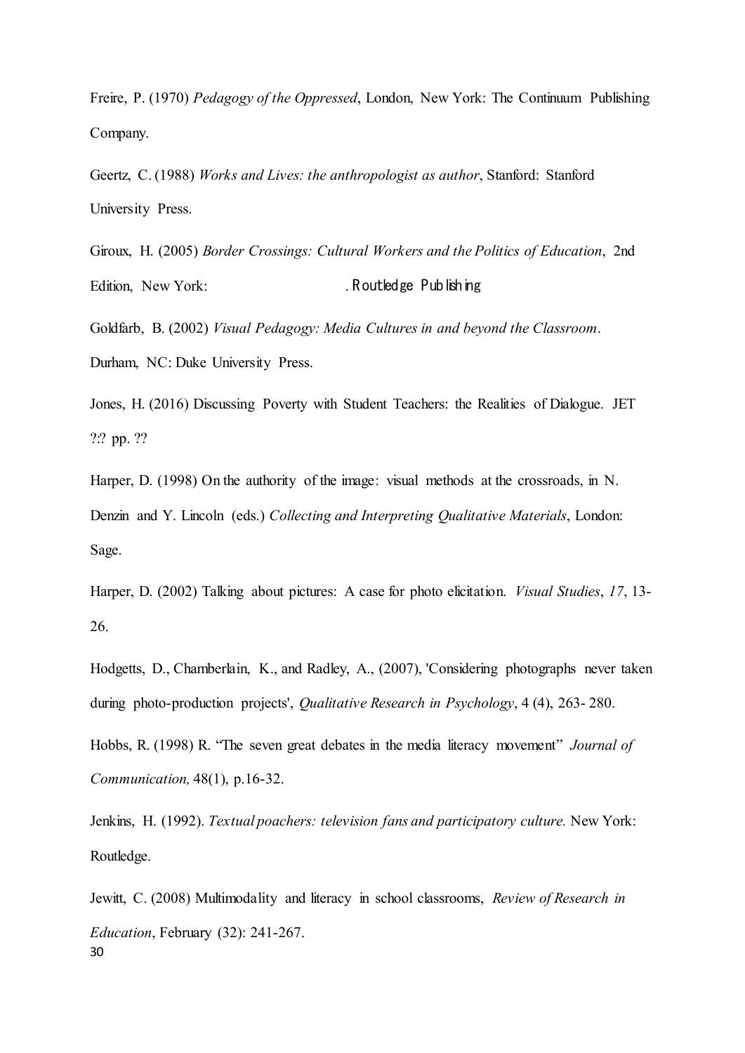Freire, P. (1970) *Pedagogy of the Oppressed*, London, New York: The Continuum Publishing Company.

Geertz, C. (1988) *Works and Lives: the anthropologist as author*, Stanford: Stanford University Press.

Giroux, H. (2005) *Border Crossings: Cultural Workers and the Politics of Education*, 2nd Edition, New York: . Routledge Publishing

Goldfarb, B. (2002) *Visual Pedagogy: Media Cultures in and beyond the Classroom*. Durham, NC: Duke University Press.

Jones, H. (2016) Discussing Poverty with Student Teachers: the Realities of Dialogue. JET ?:? pp. ??

Harper, D. (1998) On the authority of the image: visual methods at the crossroads, in N. Denzin and Y. Lincoln (eds.) *Collecting and Interpreting Qualitative Materials*, London: Sage.

Harper, D. (2002) Talking about pictures: A case for photo elicitation. *Visual Studies*, *17*, 13-26.

Hodgetts, D., Chamberlain, K., and Radley, A., (2007), 'Considering photographs never taken during photo-production projects', *Qualitative Research in Psychology*, 4 (4), 263- 280.

Hobbs, R. (1998) R. "The seven great debates in the media literacy movement" *Journal of Communication,* 48(1), p.16-32.

Jenkins, H. (1992). *Textual poachers: television fans and participatory culture.* New York: Routledge.

Jewitt, C. (2008) Multimodality and literacy in school classrooms, *Review of Research in Education*, February (32): 241-267.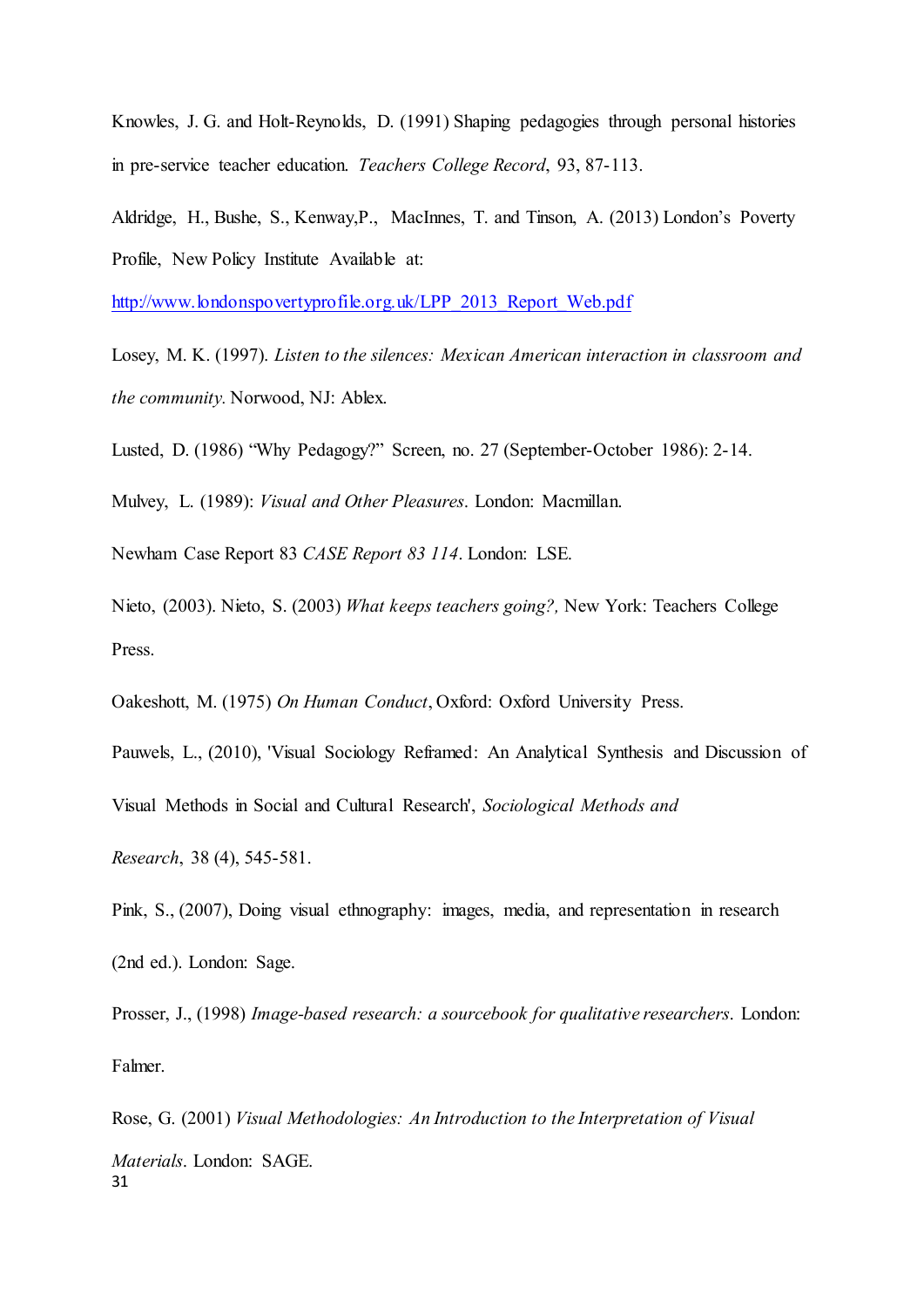Knowles, J. G. and Holt-Reynolds, D. (1991) Shaping pedagogies through personal histories in pre-service teacher education. *Teachers College Record*, 93, 87-113.

Aldridge, H., Bushe, S., Kenway,P., MacInnes, T. and Tinson, A. (2013) London's Poverty Profile, New Policy Institute Available at: http://www.londonspovertyprofile.org.uk/LPP_2013_Report_Web.pdf

Losey, M. K. (1997). *Listen to the silences: Mexican American interaction in classroom and the community.* Norwood, NJ: Ablex.

Lusted, D. (1986) "Why Pedagogy?" Screen, no. 27 (September-October 1986): 2-14.

Mulvey, L. (1989): *Visual and Other Pleasures*. London: Macmillan.

Newham Case Report 83 *CASE Report 83 114*. London: LSE.

Nieto, (2003). Nieto, S. (2003) *What keeps teachers going?,* New York: Teachers College Press.

Oakeshott, M. (1975) *On Human Conduct*, Oxford: Oxford University Press.

Pauwels, L., (2010), 'Visual Sociology Reframed: An Analytical Synthesis and Discussion of Visual Methods in Social and Cultural Research', *Sociological Methods and Research*, 38 (4), 545-581.

Pink, S., (2007), Doing visual ethnography: images, media, and representation in research (2nd ed.). London: Sage.

Prosser, J., (1998) *Image-based research: a sourcebook for qualitative researchers*. London: Falmer.

Rose, G. (2001) *Visual Methodologies: An Introduction to the Interpretation of Visual Materials*. London: SAGE.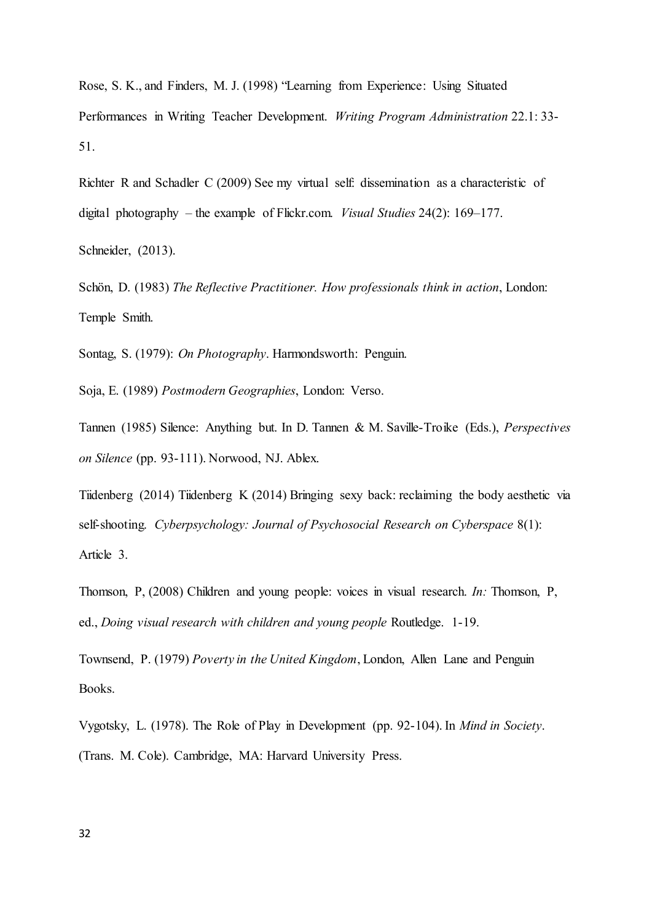Rose, S. K., and Finders, M. J. (1998) "Learning from Experience: Using Situated Performances in Writing Teacher Development. *Writing Program Administration* 22.1: 33-51.

Richter R and Schadler C (2009) See my virtual self: dissemination as a characteristic of digital photography – the example of Flickr.com. *Visual Studies* 24(2): 169–177.

Schneider, (2013).

Schön, D. (1983) *The Reflective Practitioner. How professionals think in action*, London: Temple Smith.

Sontag, S. (1979): *On Photography*. Harmondsworth: Penguin.

Soja, E. (1989) *Postmodern Geographies*, London: Verso.

Tannen (1985) Silence: Anything but. In D. Tannen & M. Saville-Troike (Eds.), *Perspectives on Silence* (pp. 93-111). Norwood, NJ. Ablex.

Tiidenberg (2014) Tiidenberg K (2014) Bringing sexy back: reclaiming the body aesthetic via self-shooting. *Cyberpsychology: Journal of Psychosocial Research on Cyberspace* 8(1): Article 3.

Thomson, P, (2008) Children and young people: voices in visual research. *In:* Thomson, P, ed., *Doing visual research with children and young people* Routledge. 1-19.

Townsend, P. (1979) *Poverty in the United Kingdom*, London, Allen Lane and Penguin Books.

Vygotsky, L. (1978). The Role of Play in Development (pp. 92-104). In *Mind in Society*. (Trans. M. Cole). Cambridge, MA: Harvard University Press.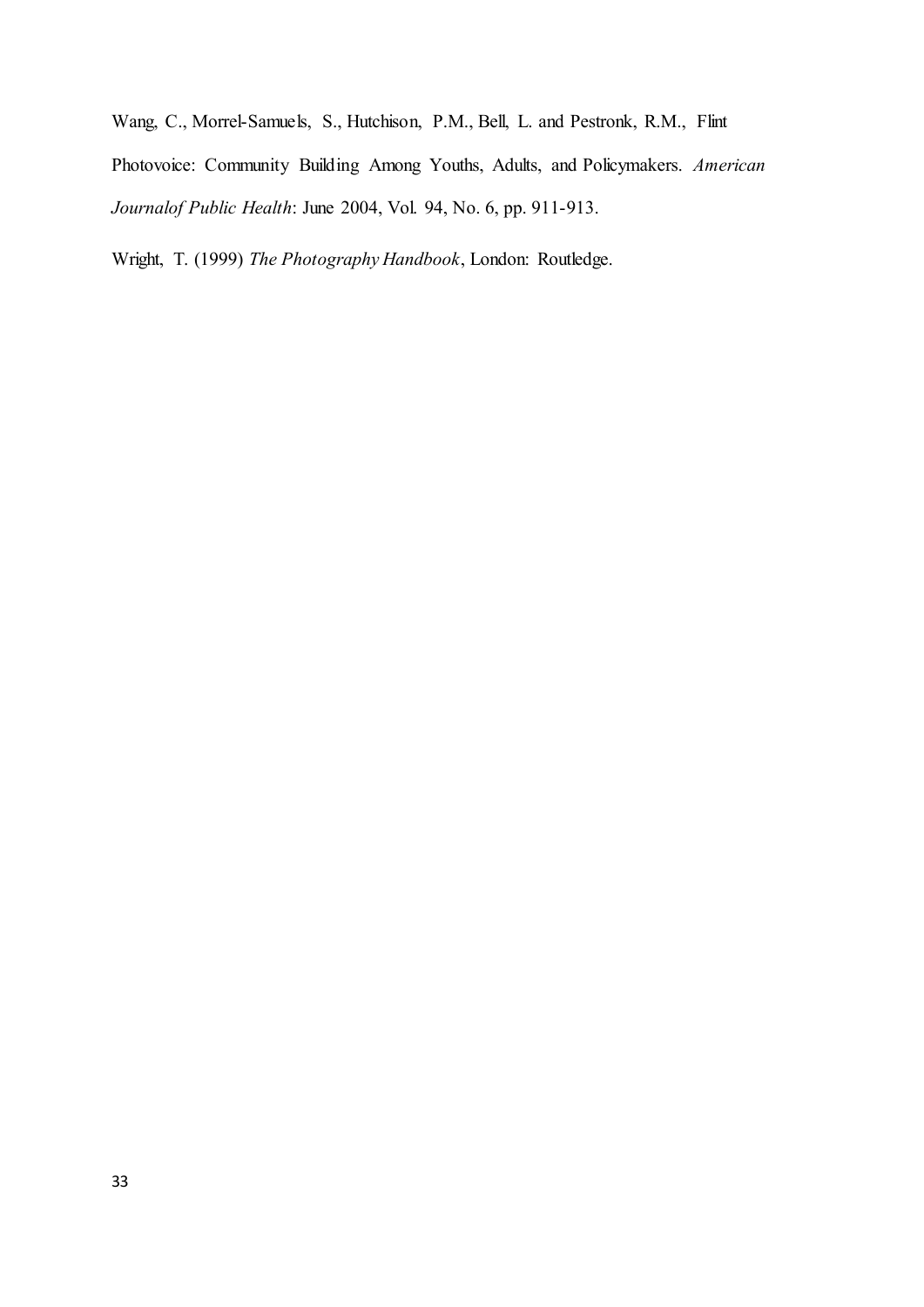Wang, C., Morrel-Samuels, S., Hutchison, P.M., Bell, L. and Pestronk, R.M., Flint Photovoice: Community Building Among Youths, Adults, and Policymakers. *American Journalof Public Health*: June 2004, Vol. 94, No. 6, pp. 911-913.

Wright, T. (1999) *The Photography Handbook*, London: Routledge.